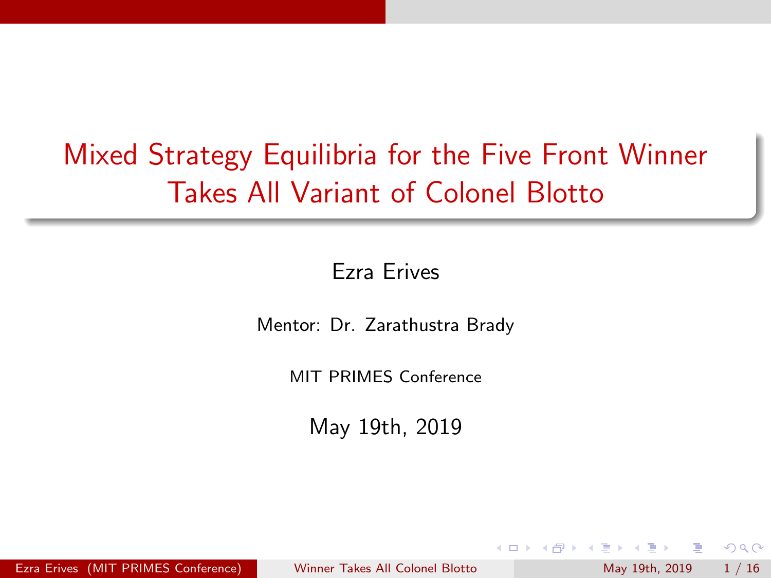# Mixed Strategy Equilibria for the Five Front Winner Takes All Variant of Colonel Blotto

Ezra Erives

Mentor: Dr. Zarathustra Brady

MIT PRIMES Conference

May 19th, 2019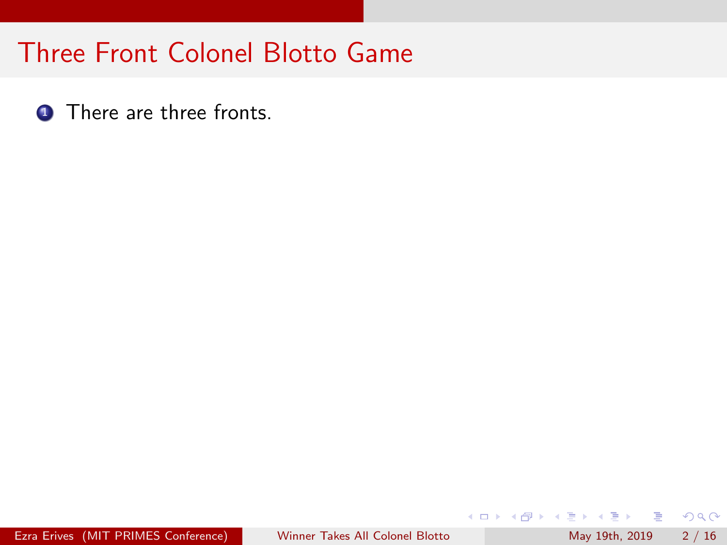# Three Front Colonel Blotto Game

1. There are three fronts.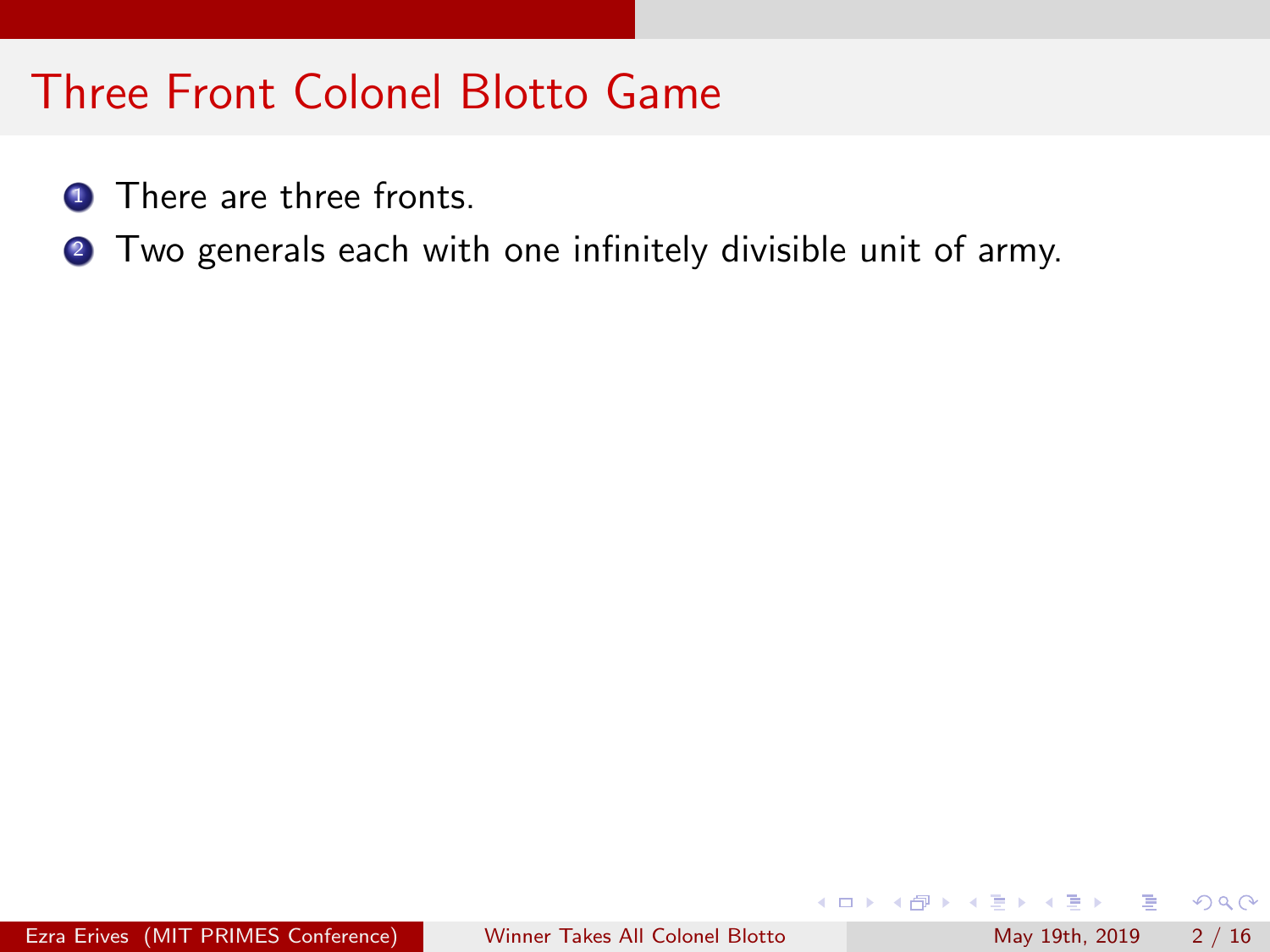# Three Front Colonel Blotto Game

1. There are three fronts.
2. Two generals each with one infinitely divisible unit of army.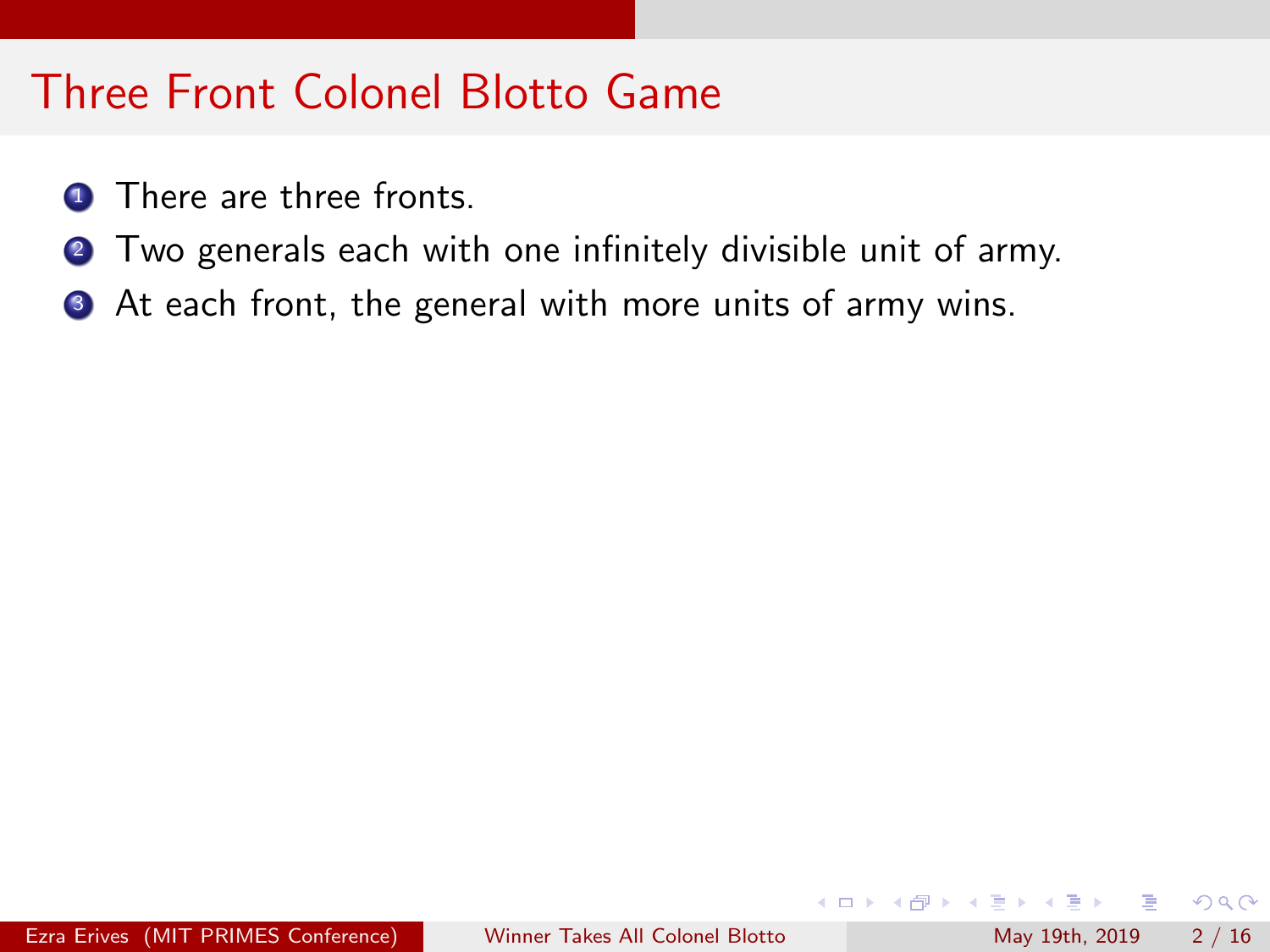# Three Front Colonel Blotto Game

1. There are three fronts.
2. Two generals each with one infinitely divisible unit of army.
3. At each front, the general with more units of army wins.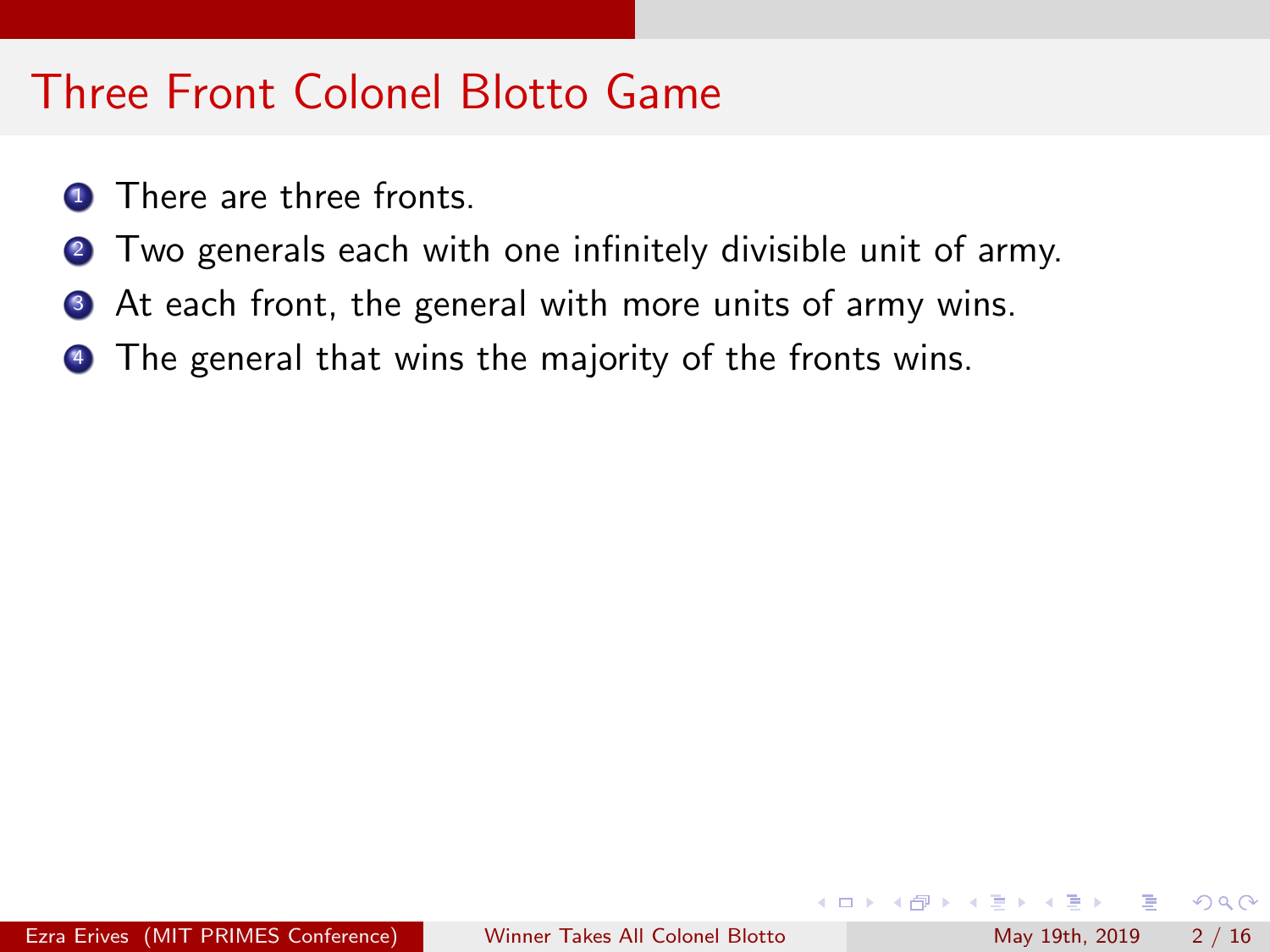# Three Front Colonel Blotto Game

1. There are three fronts.
2. Two generals each with one infinitely divisible unit of army.
3. At each front, the general with more units of army wins.
4. The general that wins the majority of the fronts wins.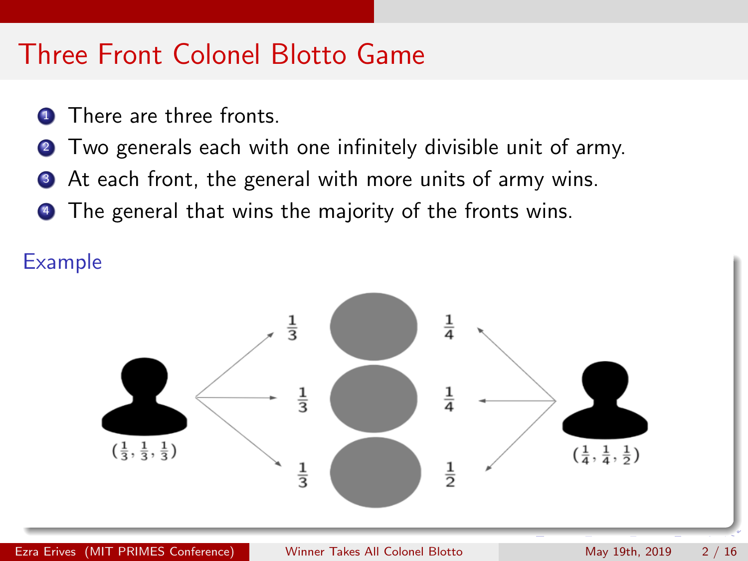# Three Front Colonel Blotto Game

1. There are three fronts.
2. Two generals each with one infinitely divisible unit of army.
3. At each front, the general with more units of army wins.
4. The general that wins the majority of the fronts wins.

**Example**

$(\frac{1}{3}, \frac{1}{3}, \frac{1}{3})$

$\frac{1}{3}$ $\frac{1}{4}$

$\frac{1}{3}$ $\frac{1}{4}$

$\frac{1}{3}$ $\frac{1}{2}$

$(\frac{1}{4}, \frac{1}{4}, \frac{1}{2})$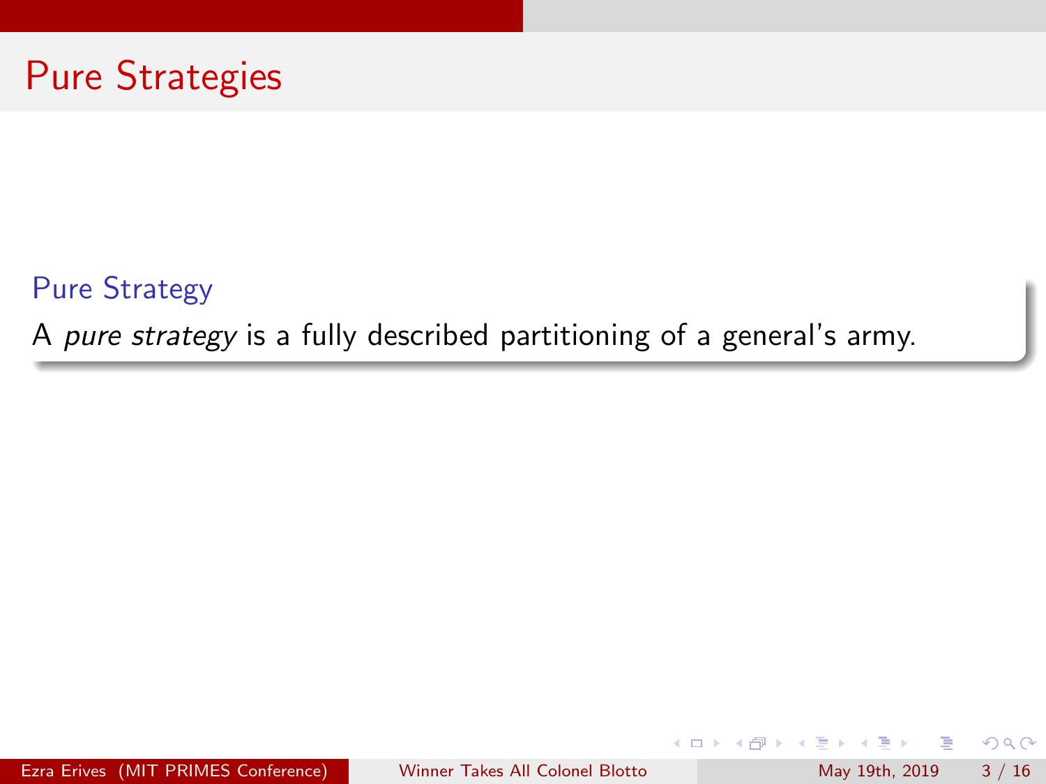# Pure Strategies

**Pure Strategy**

A *pure strategy* is a fully described partitioning of a general's army.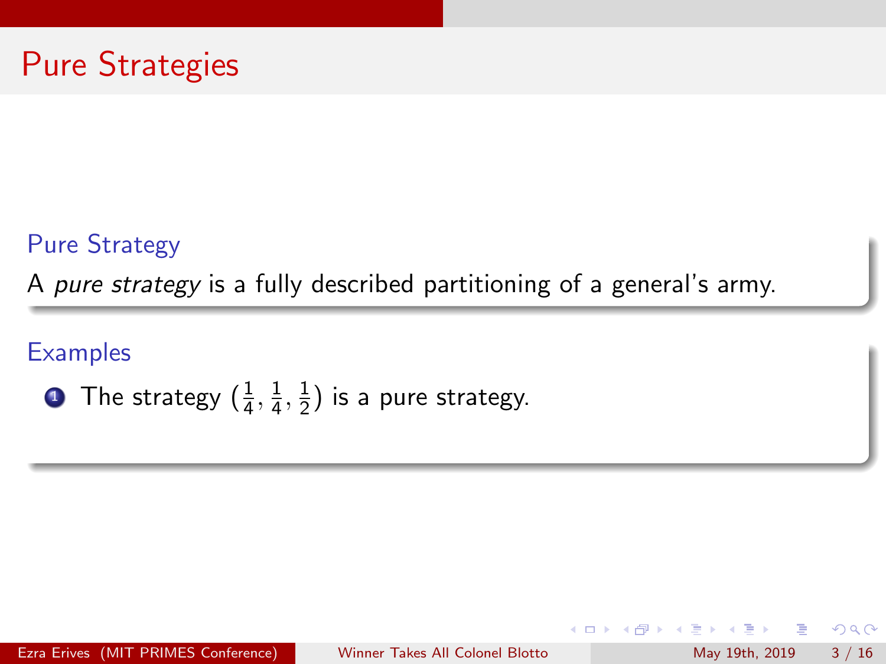# Pure Strategies

### Pure Strategy

A *pure strategy* is a fully described partitioning of a general's army.

### Examples

1. The strategy $(\frac{1}{4}, \frac{1}{4}, \frac{1}{2})$ is a pure strategy.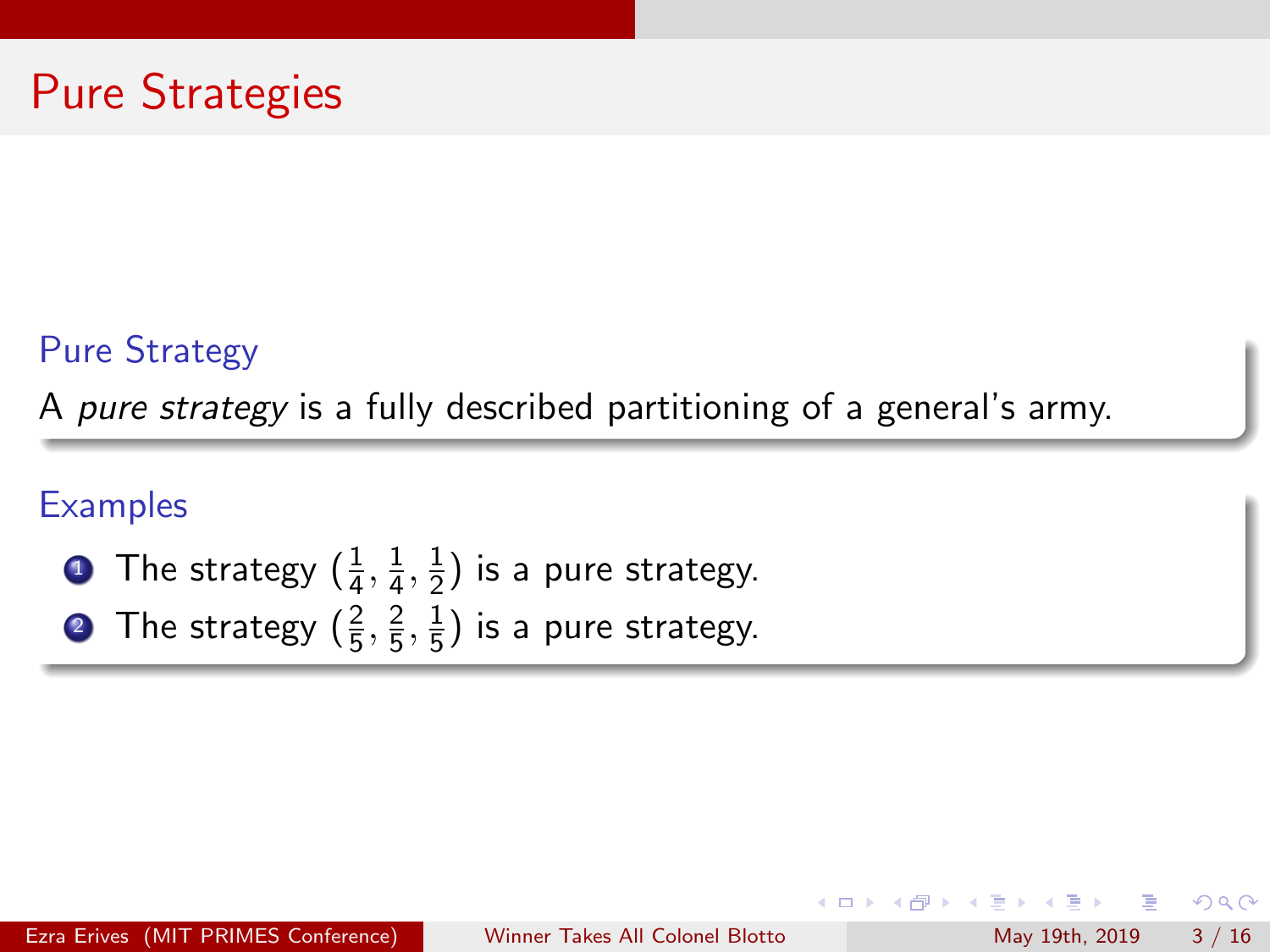# Pure Strategies

### Pure Strategy

A *pure strategy* is a fully described partitioning of a general's army.

### Examples

1. The strategy $(\frac{1}{4}, \frac{1}{4}, \frac{1}{2})$ is a pure strategy.
2. The strategy $(\frac{2}{5}, \frac{2}{5}, \frac{1}{5})$ is a pure strategy.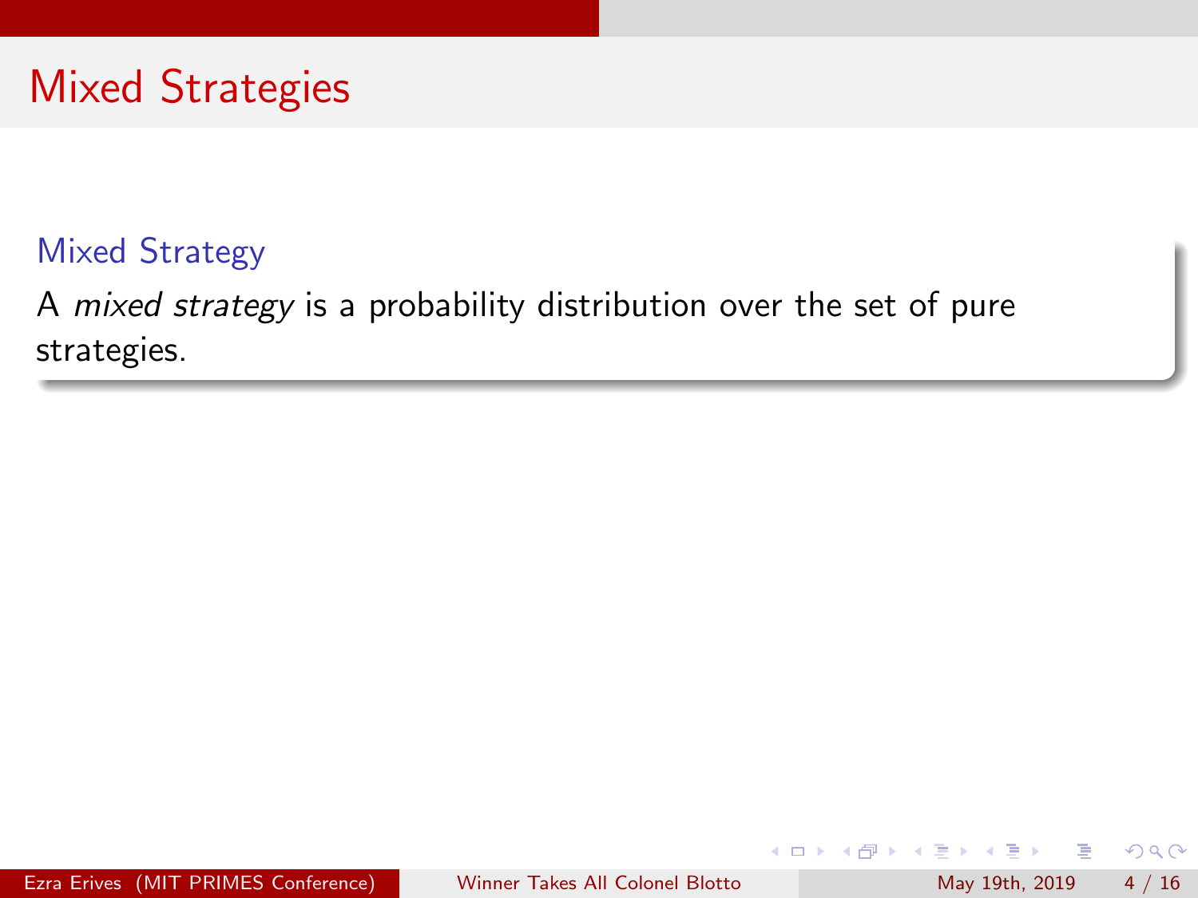# Mixed Strategies

### Mixed Strategy

A *mixed strategy* is a probability distribution over the set of pure strategies.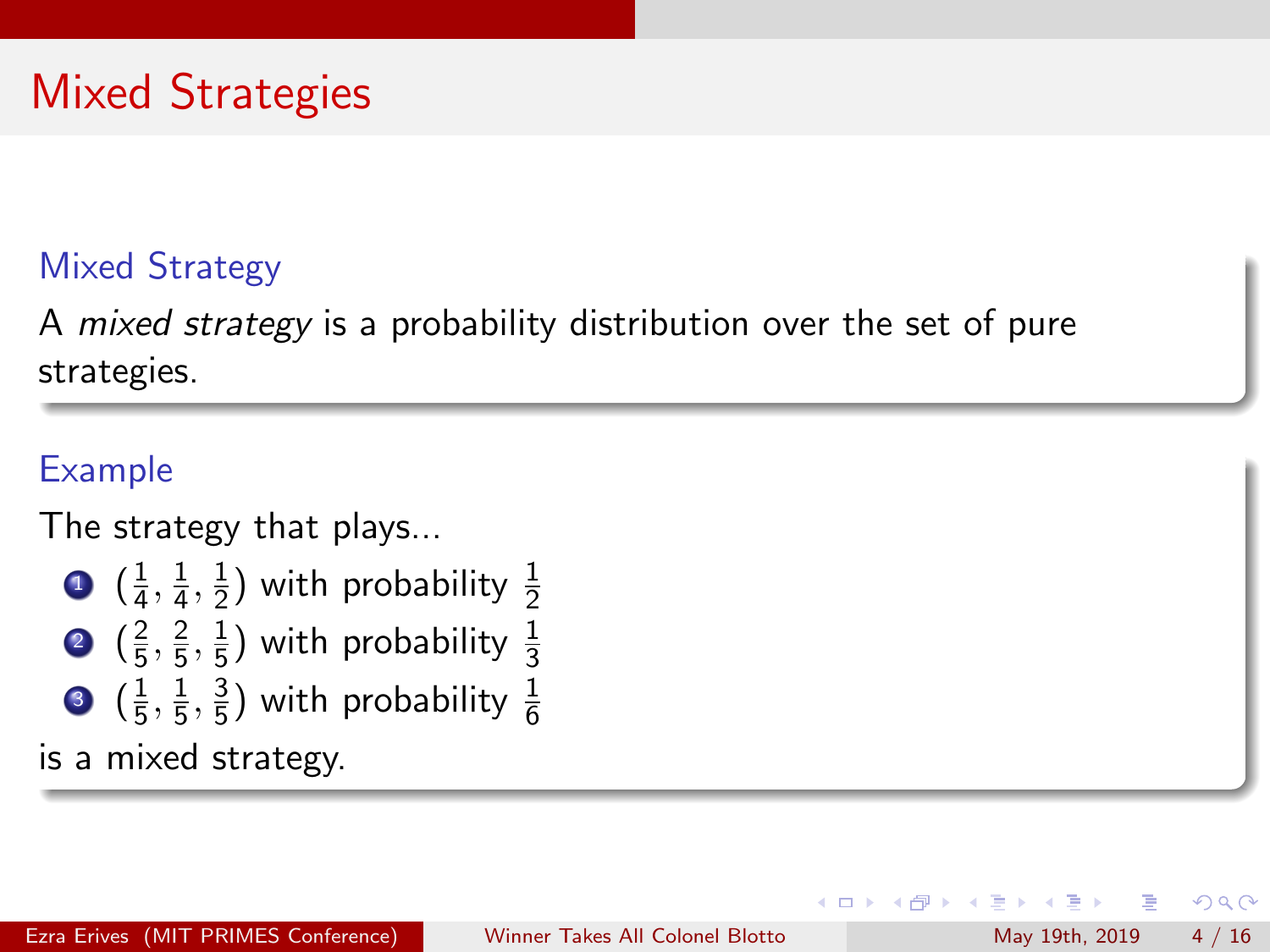# Mixed Strategies

### Mixed Strategy

A *mixed strategy* is a probability distribution over the set of pure strategies.

### Example

The strategy that plays...

1. $(\frac{1}{4}, \frac{1}{4}, \frac{1}{2})$ with probability $\frac{1}{2}$
2. $(\frac{2}{5}, \frac{2}{5}, \frac{1}{5})$ with probability $\frac{1}{3}$
3. $(\frac{1}{5}, \frac{1}{5}, \frac{3}{5})$ with probability $\frac{1}{6}$

is a mixed strategy.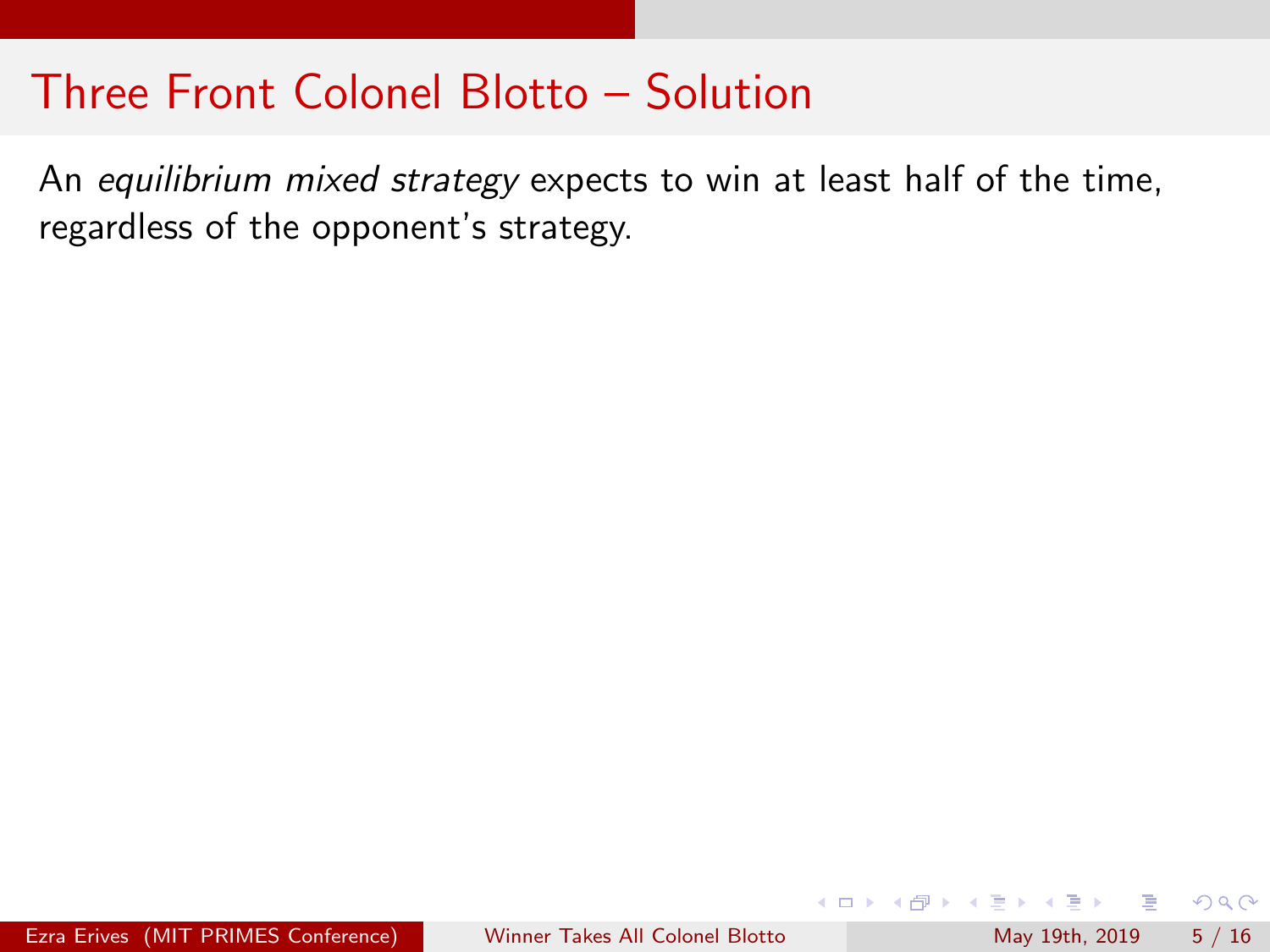# Three Front Colonel Blotto – Solution

An *equilibrium mixed strategy* expects to win at least half of the time, regardless of the opponent's strategy.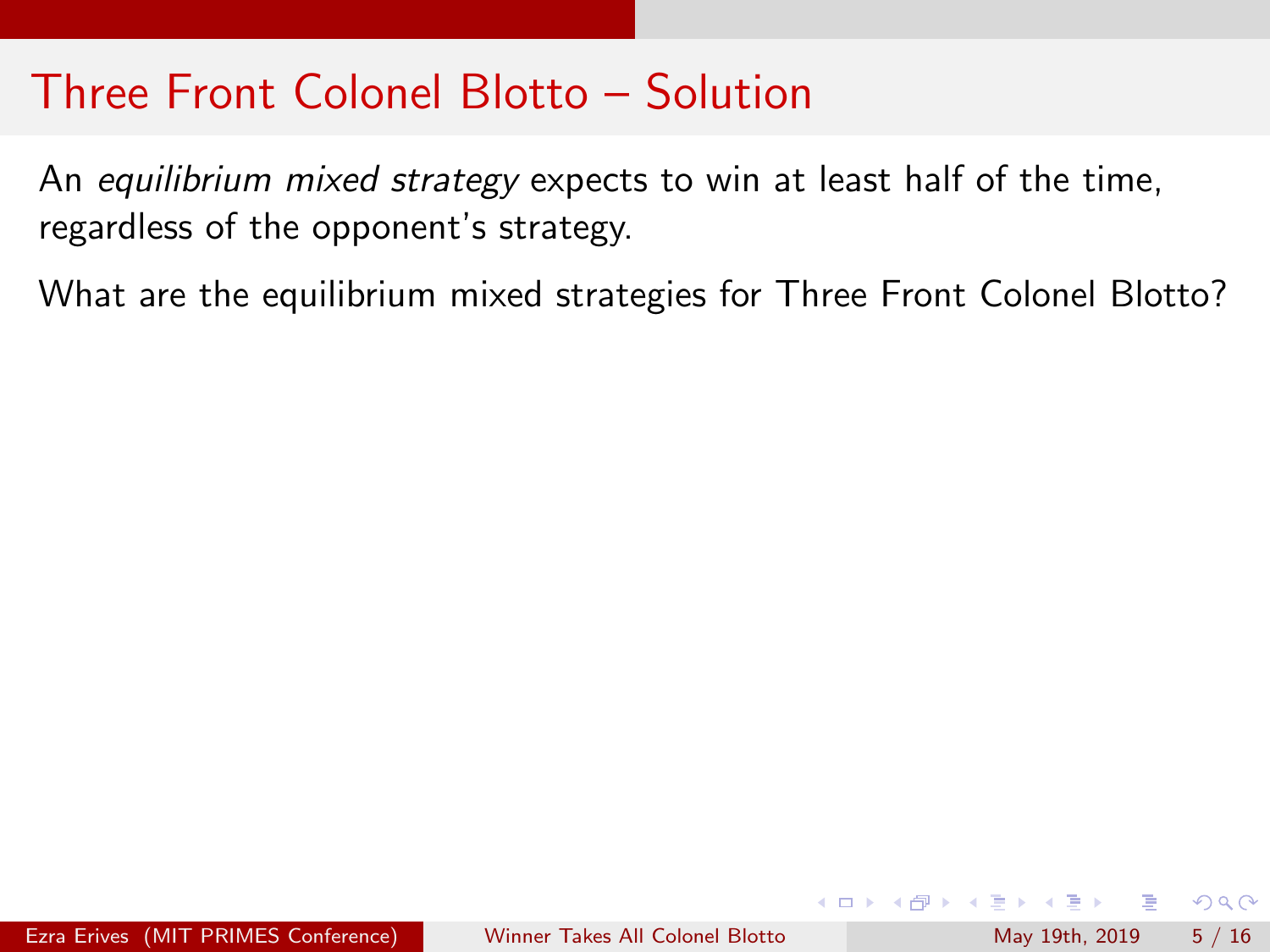# Three Front Colonel Blotto – Solution

An *equilibrium mixed strategy* expects to win at least half of the time, regardless of the opponent's strategy.

What are the equilibrium mixed strategies for Three Front Colonel Blotto?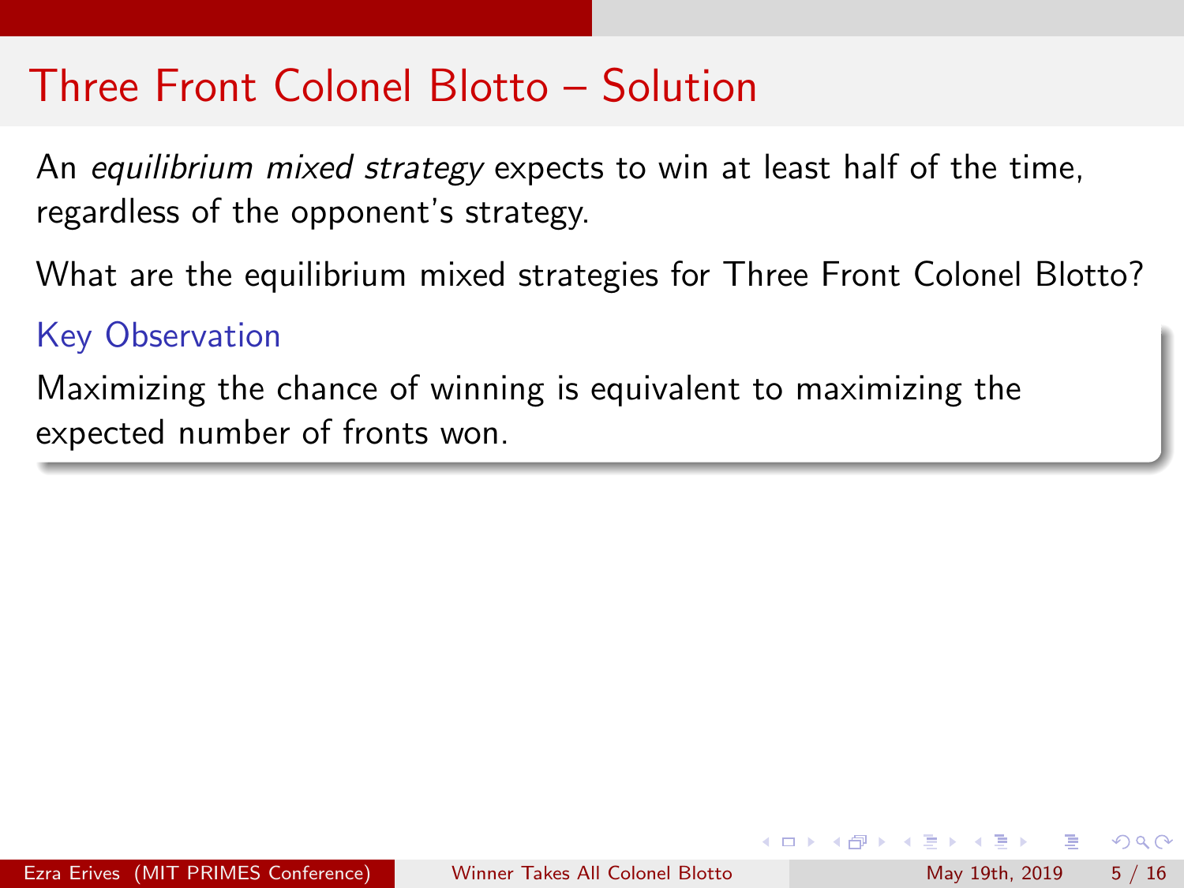# Three Front Colonel Blotto – Solution

An *equilibrium mixed strategy* expects to win at least half of the time, regardless of the opponent's strategy.

What are the equilibrium mixed strategies for Three Front Colonel Blotto?

### Key Observation

Maximizing the chance of winning is equivalent to maximizing the expected number of fronts won.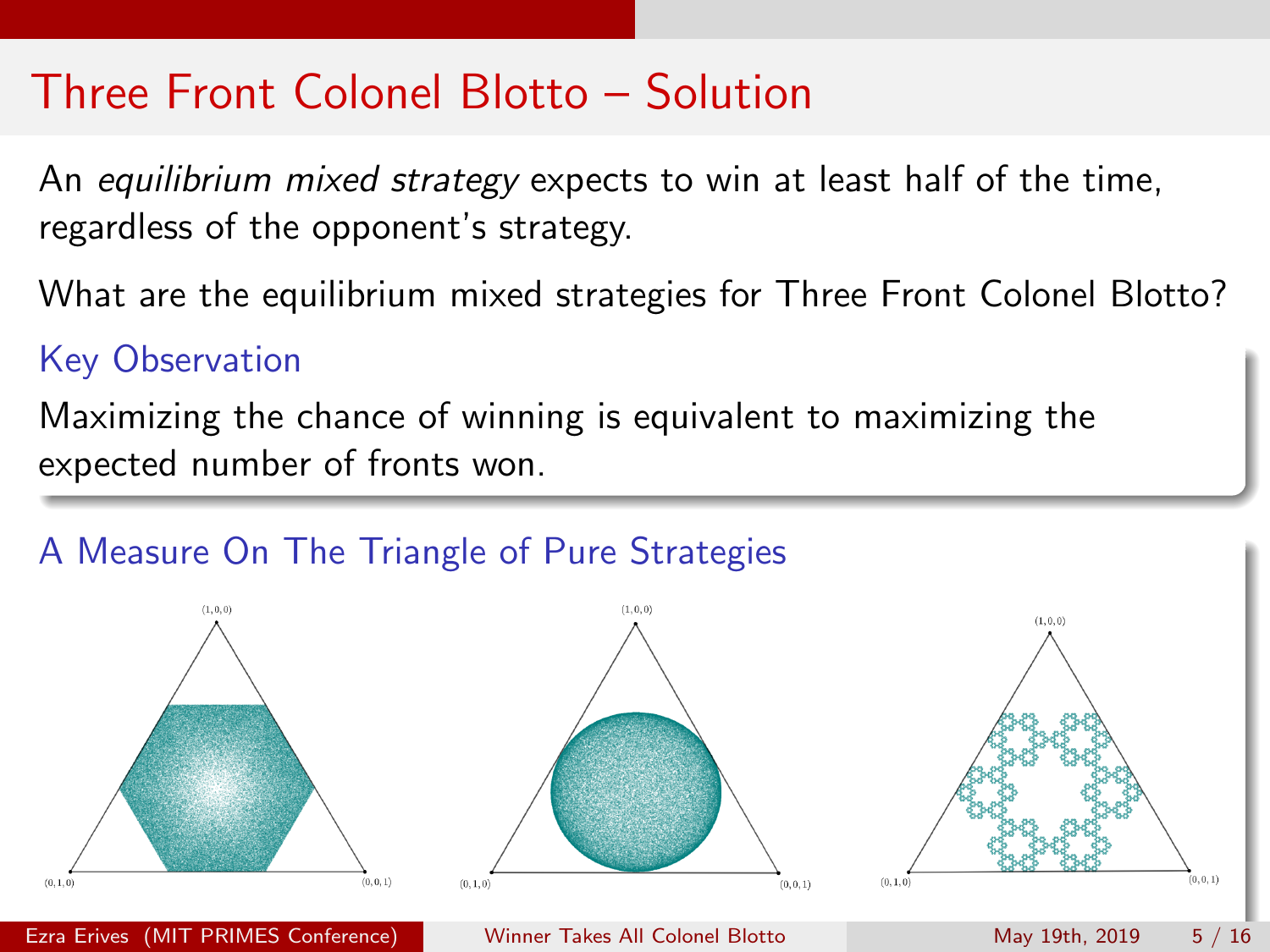# Three Front Colonel Blotto – Solution

An *equilibrium mixed strategy* expects to win at least half of the time, regardless of the opponent's strategy.

What are the equilibrium mixed strategies for Three Front Colonel Blotto?

### Key Observation

Maximizing the chance of winning is equivalent to maximizing the expected number of fronts won.

### A Measure On The Triangle of Pure Strategies

(1, 0, 0)

(0, 1, 0)

(0, 0, 1)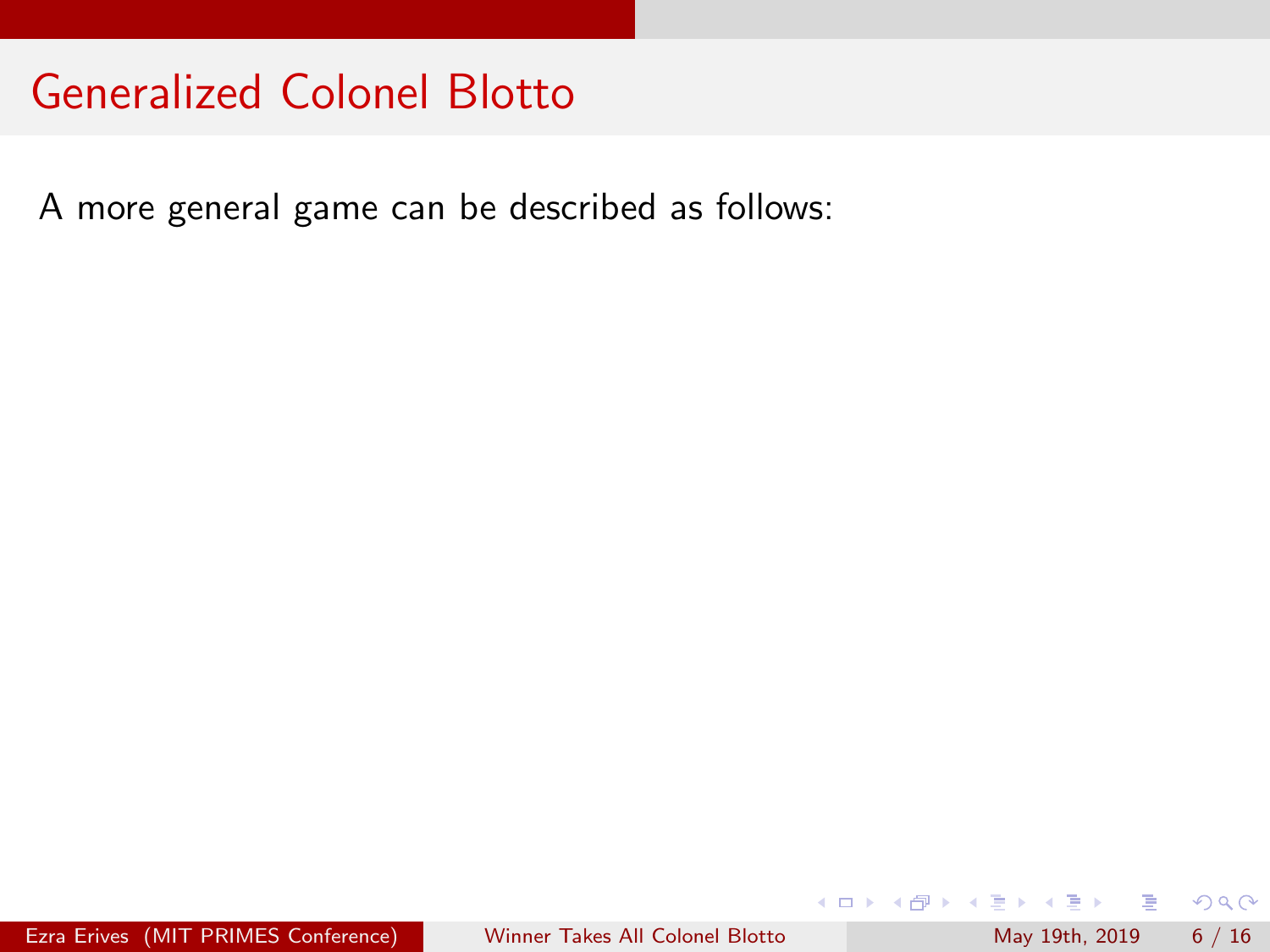# Generalized Colonel Blotto

A more general game can be described as follows: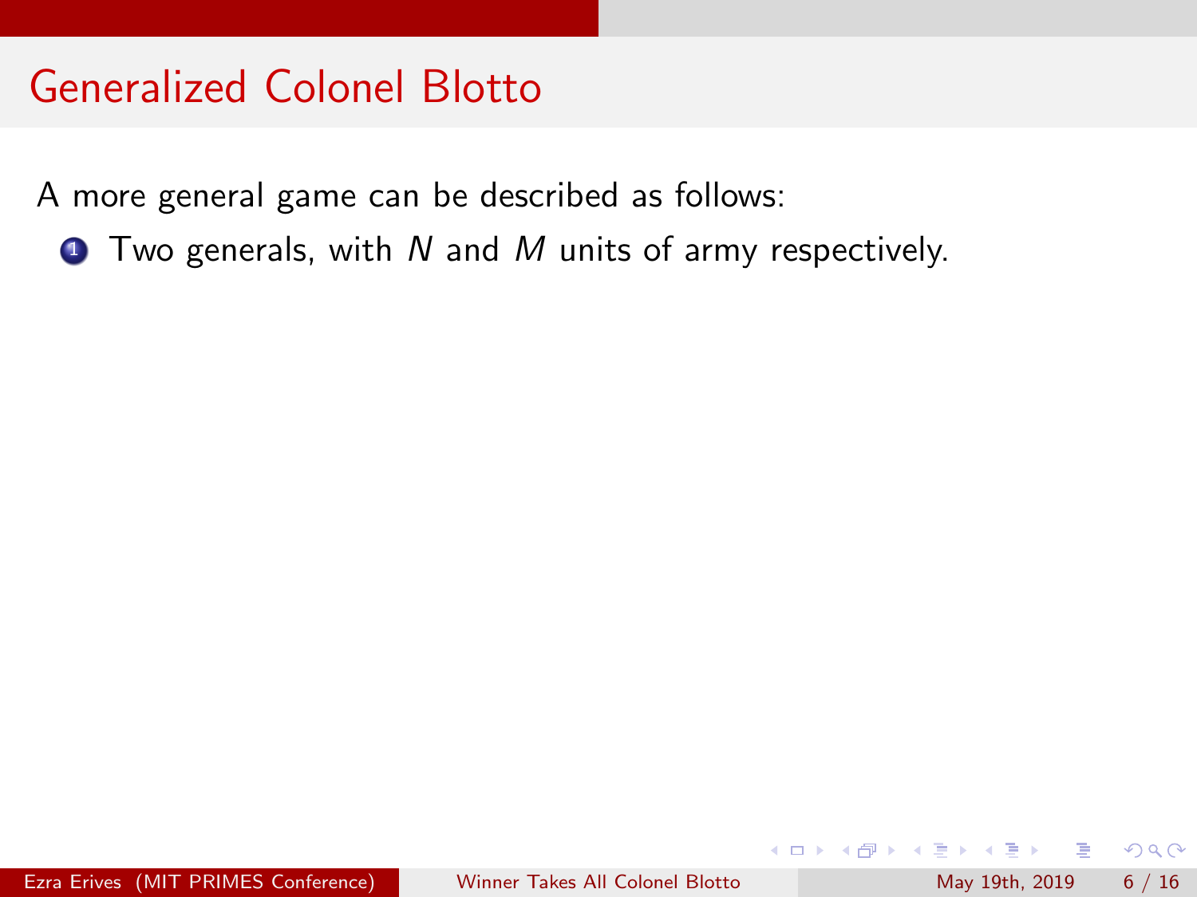# Generalized Colonel Blotto

A more general game can be described as follows:

1. Two generals, with $N$ and $M$ units of army respectively.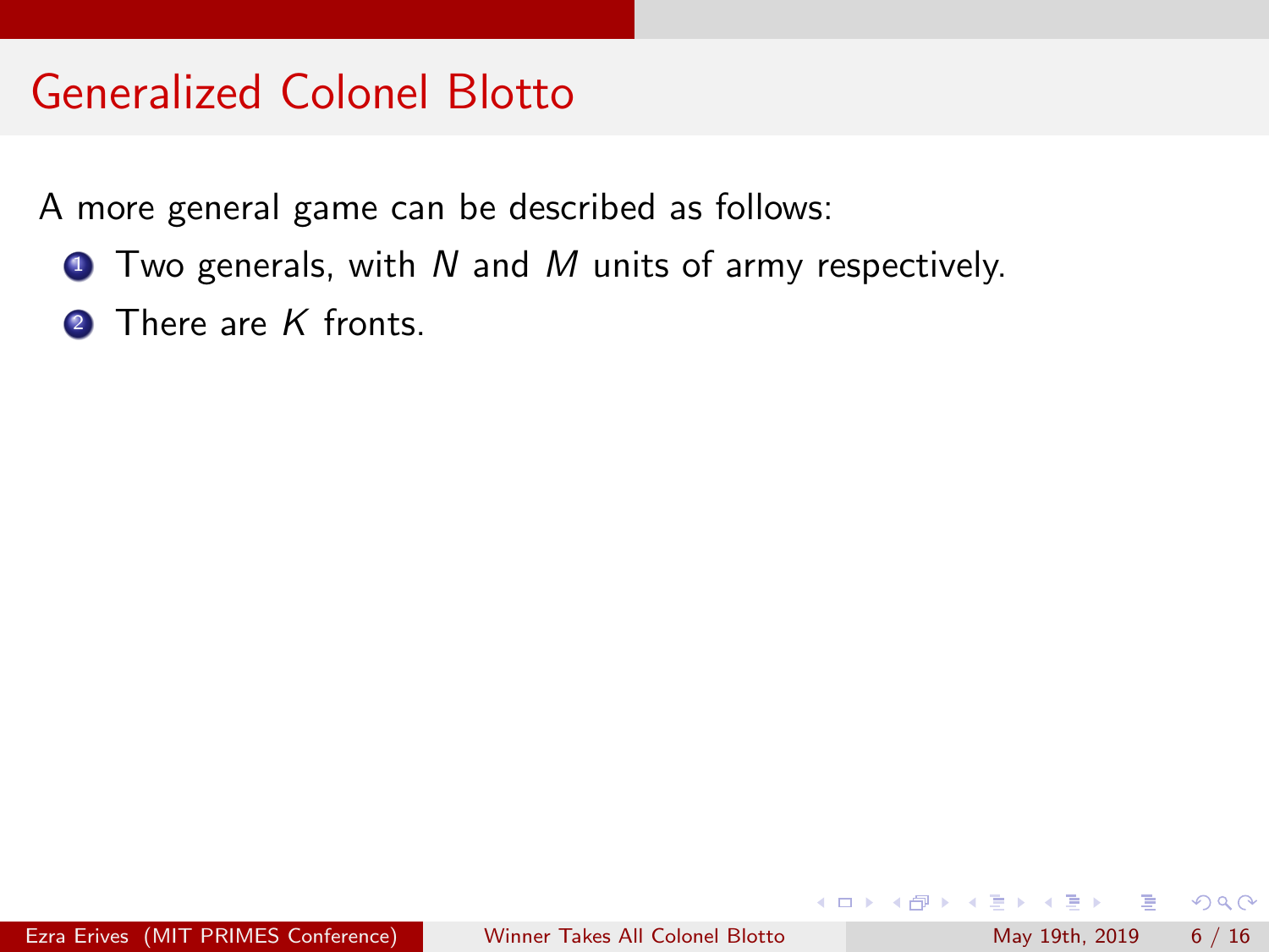# Generalized Colonel Blotto

A more general game can be described as follows:

1. Two generals, with $N$ and $M$ units of army respectively.
2. There are $K$ fronts.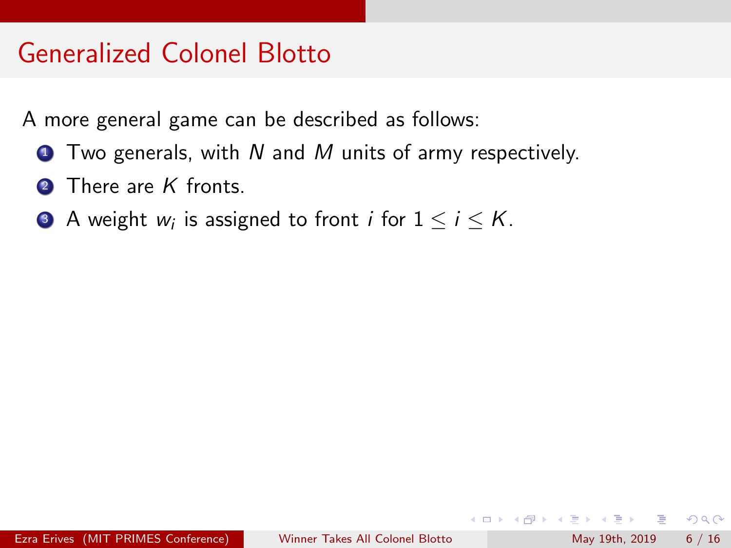# Generalized Colonel Blotto

A more general game can be described as follows:

1. Two generals, with $N$ and $M$ units of army respectively.
2. There are $K$ fronts.
3. A weight $w_i$ is assigned to front $i$ for $1 \leq i \leq K$.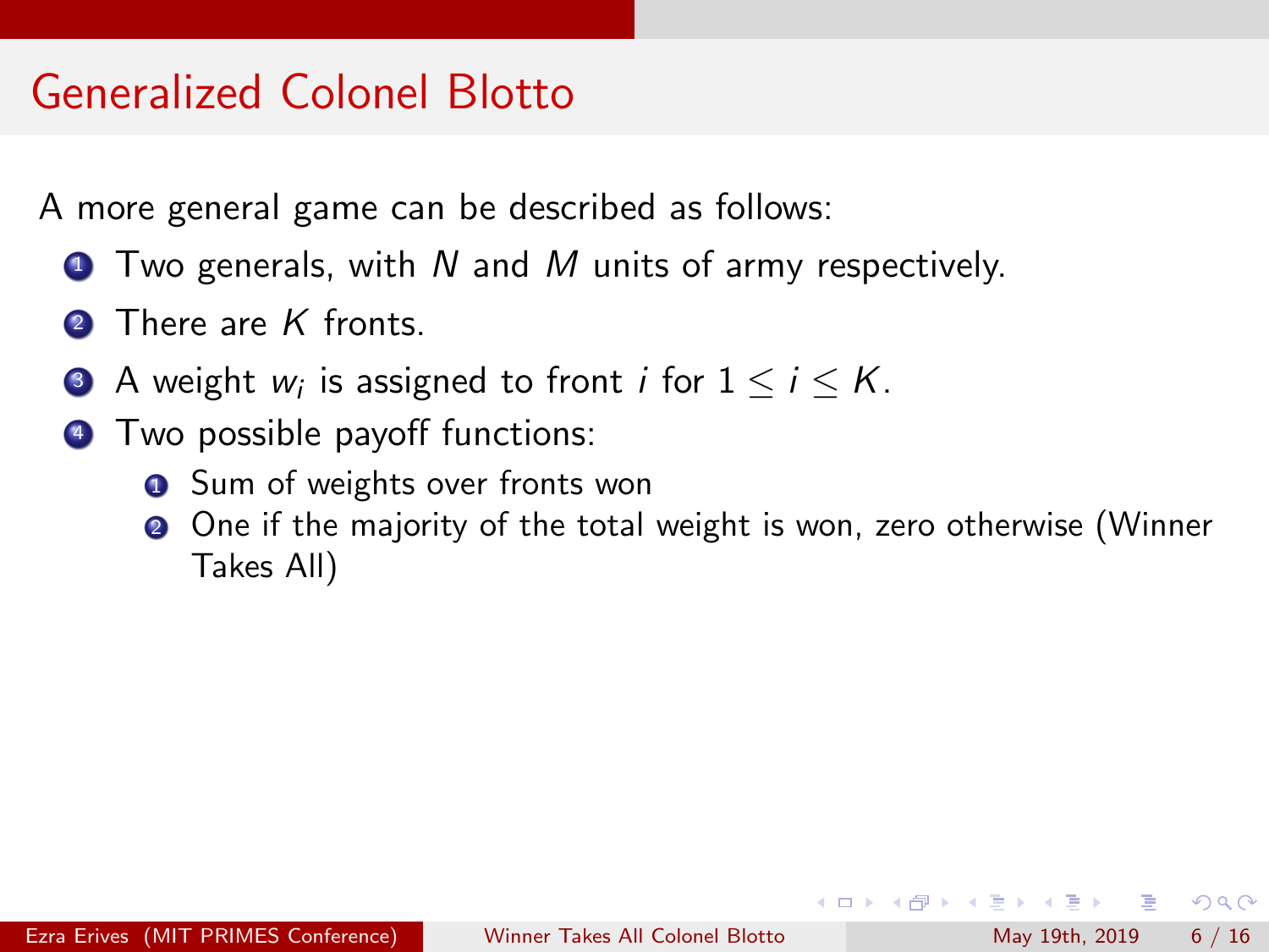# Generalized Colonel Blotto

A more general game can be described as follows:

1. Two generals, with $N$ and $M$ units of army respectively.
2. There are $K$ fronts.
3. A weight $w_i$ is assigned to front $i$ for $1 \leq i \leq K$.
4. Two possible payoff functions:
   1. Sum of weights over fronts won
   2. One if the majority of the total weight is won, zero otherwise (Winner Takes All)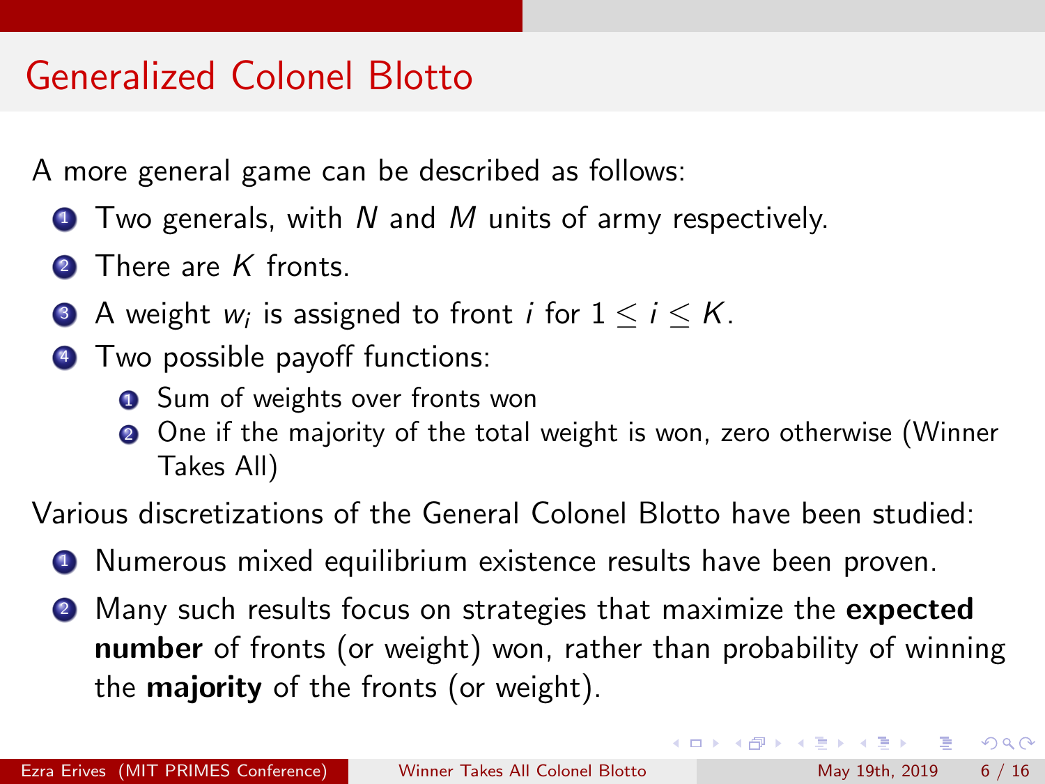# Generalized Colonel Blotto

A more general game can be described as follows:

1. Two generals, with $N$ and $M$ units of army respectively.
2. There are $K$ fronts.
3. A weight $w_i$ is assigned to front $i$ for $1 \leq i \leq K$.
4. Two possible payoff functions:
    1. Sum of weights over fronts won
    2. One if the majority of the total weight is won, zero otherwise (Winner Takes All)

Various discretizations of the General Colonel Blotto have been studied:

1. Numerous mixed equilibrium existence results have been proven.
2. Many such results focus on strategies that maximize the **expected number** of fronts (or weight) won, rather than probability of winning the **majority** of the fronts (or weight).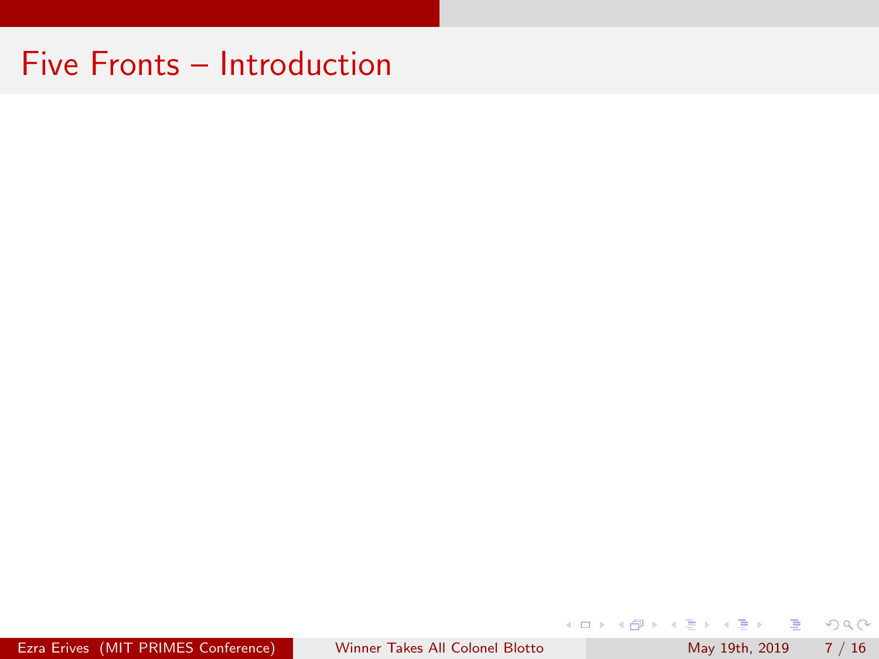# Five Fronts – Introduction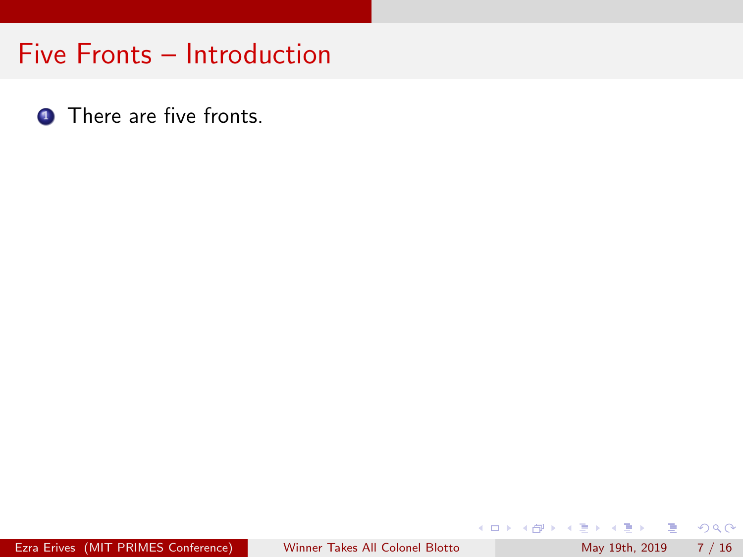# Five Fronts – Introduction

1. There are five fronts.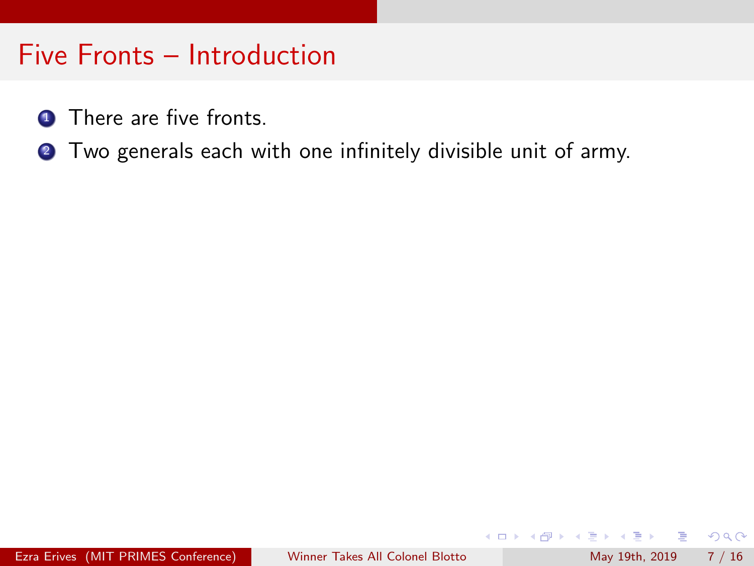# Five Fronts – Introduction

1. There are five fronts.
2. Two generals each with one infinitely divisible unit of army.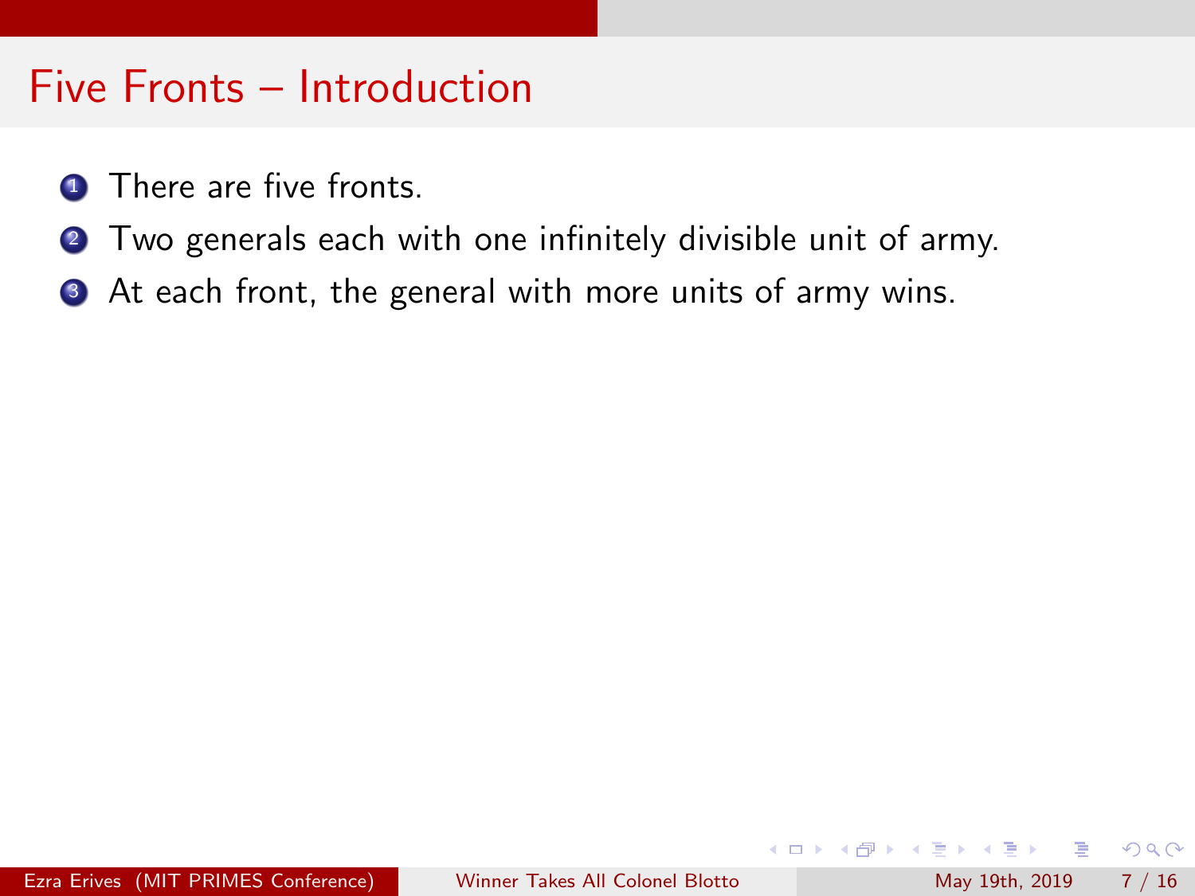# Five Fronts – Introduction

1. There are five fronts.
2. Two generals each with one infinitely divisible unit of army.
3. At each front, the general with more units of army wins.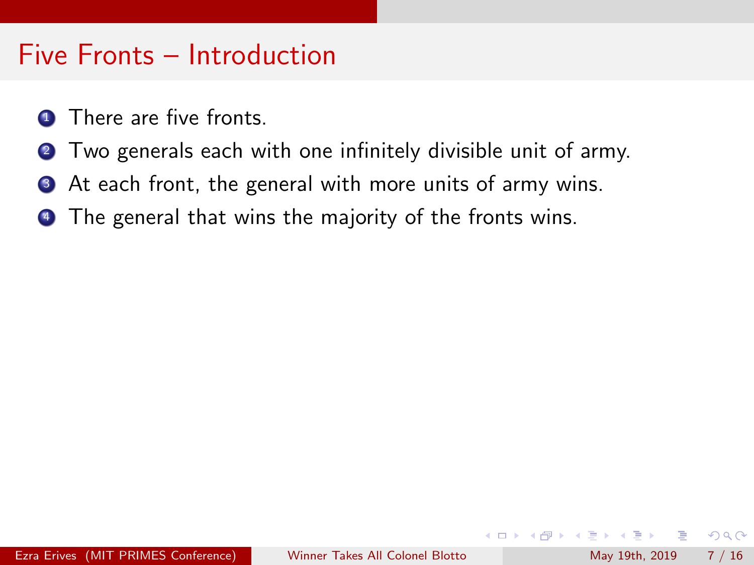## Five Fronts – Introduction

1. There are five fronts.
2. Two generals each with one infinitely divisible unit of army.
3. At each front, the general with more units of army wins.
4. The general that wins the majority of the fronts wins.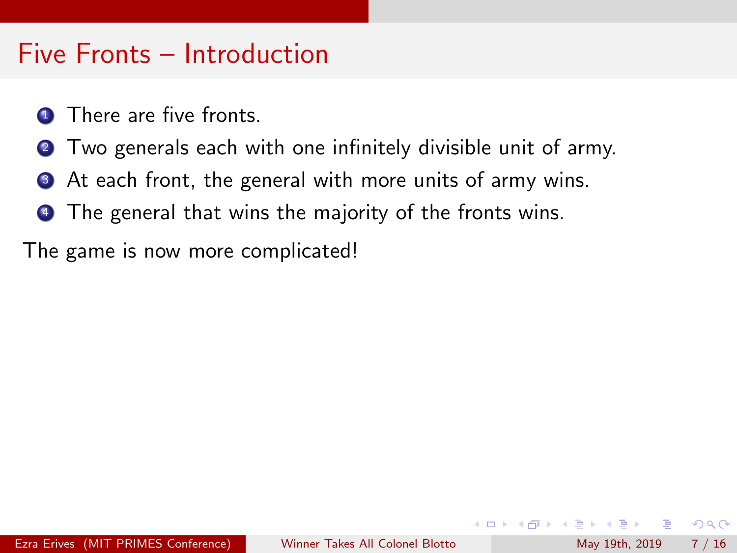# Five Fronts – Introduction

1. There are five fronts.
2. Two generals each with one infinitely divisible unit of army.
3. At each front, the general with more units of army wins.
4. The general that wins the majority of the fronts wins.

The game is now more complicated!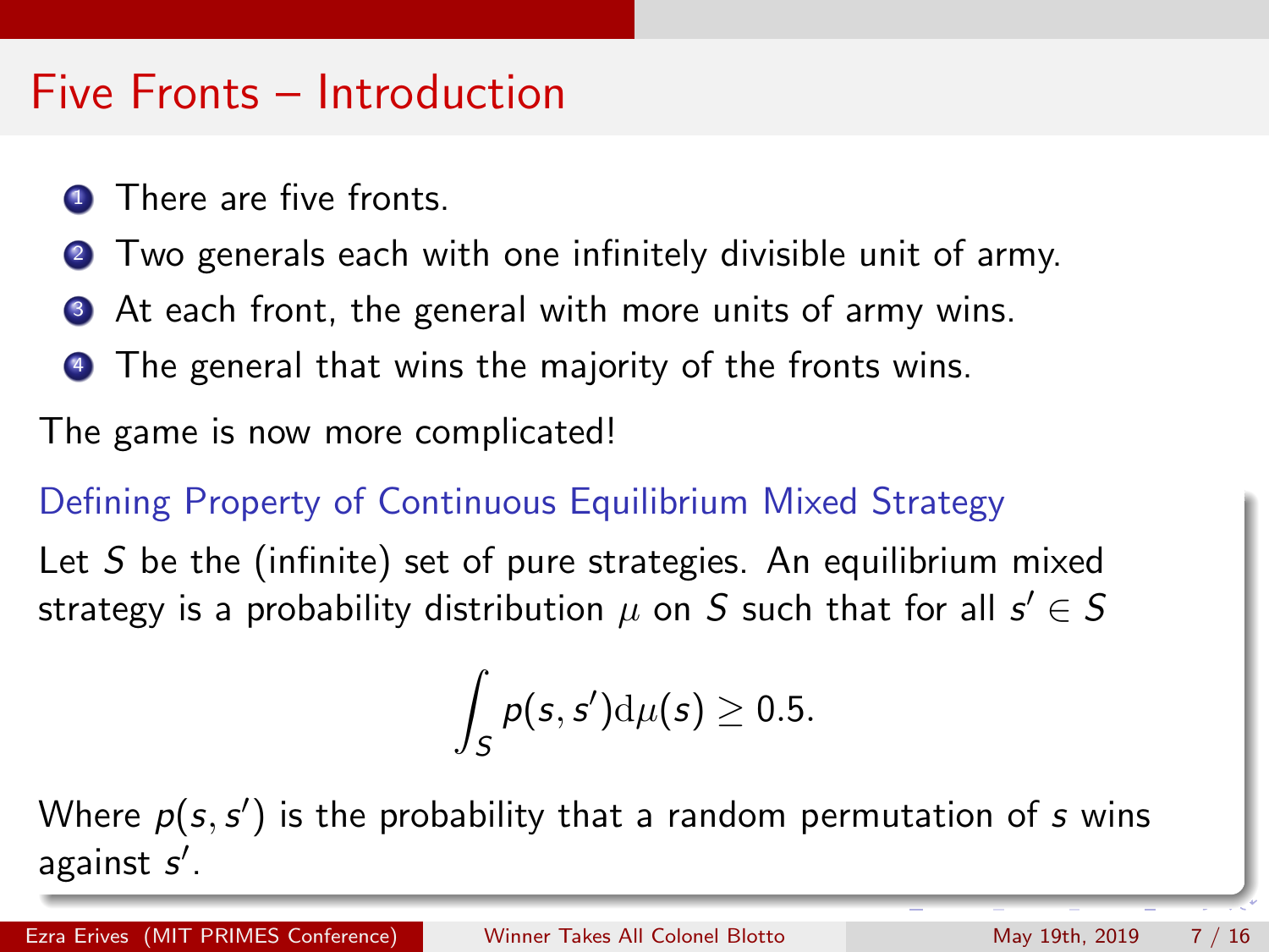# Five Fronts – Introduction

1. There are five fronts.
2. Two generals each with one infinitely divisible unit of army.
3. At each front, the general with more units of army wins.
4. The general that wins the majority of the fronts wins.

The game is now more complicated!

### Defining Property of Continuous Equilibrium Mixed Strategy

Let $S$ be the (infinite) set of pure strategies. An equilibrium mixed strategy is a probability distribution $\mu$ on $S$ such that for all $s' \in S$

$$\int_S p(s, s') \mathrm{d}\mu(s) \geq 0.5.$$

Where $p(s, s')$ is the probability that a random permutation of $s$ wins against $s'$.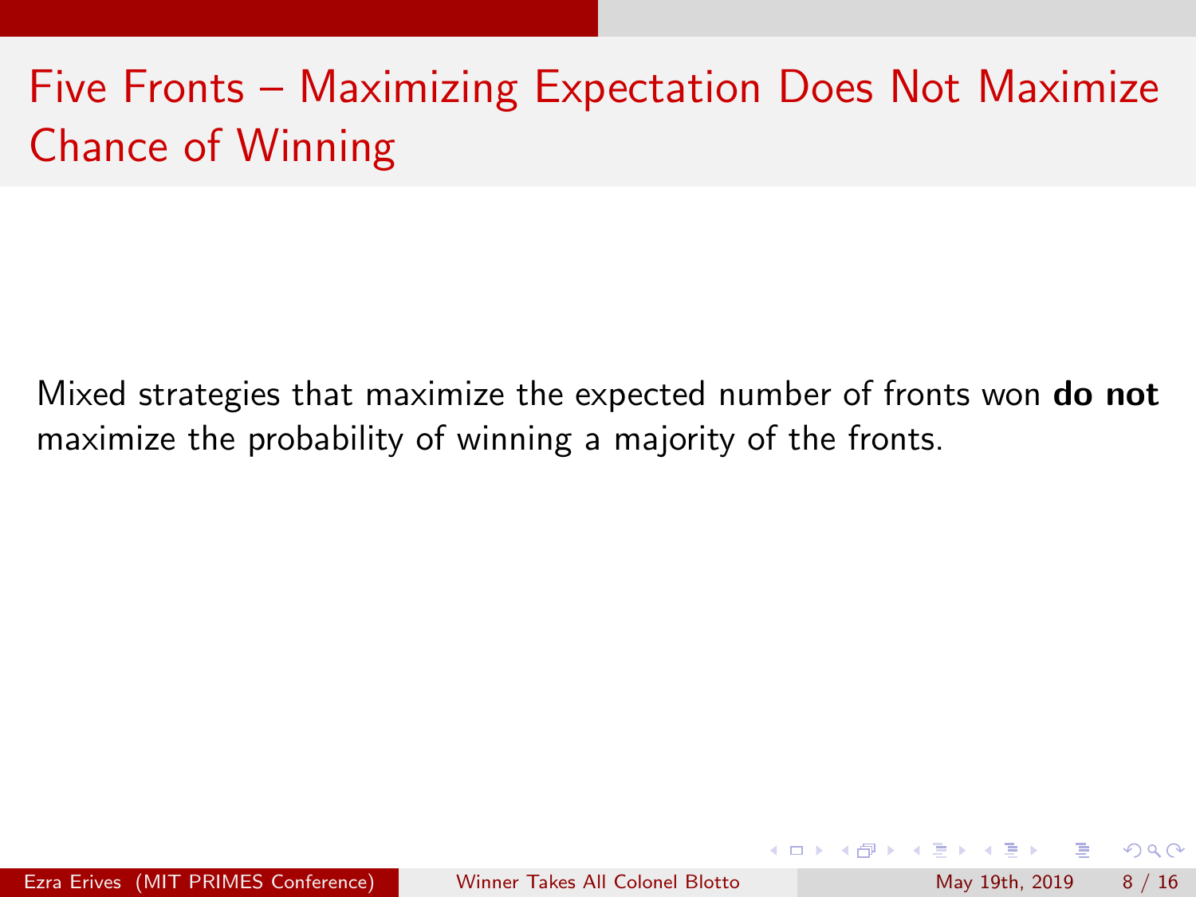# Five Fronts – Maximizing Expectation Does Not Maximize Chance of Winning

Mixed strategies that maximize the expected number of fronts won **do not** maximize the probability of winning a majority of the fronts.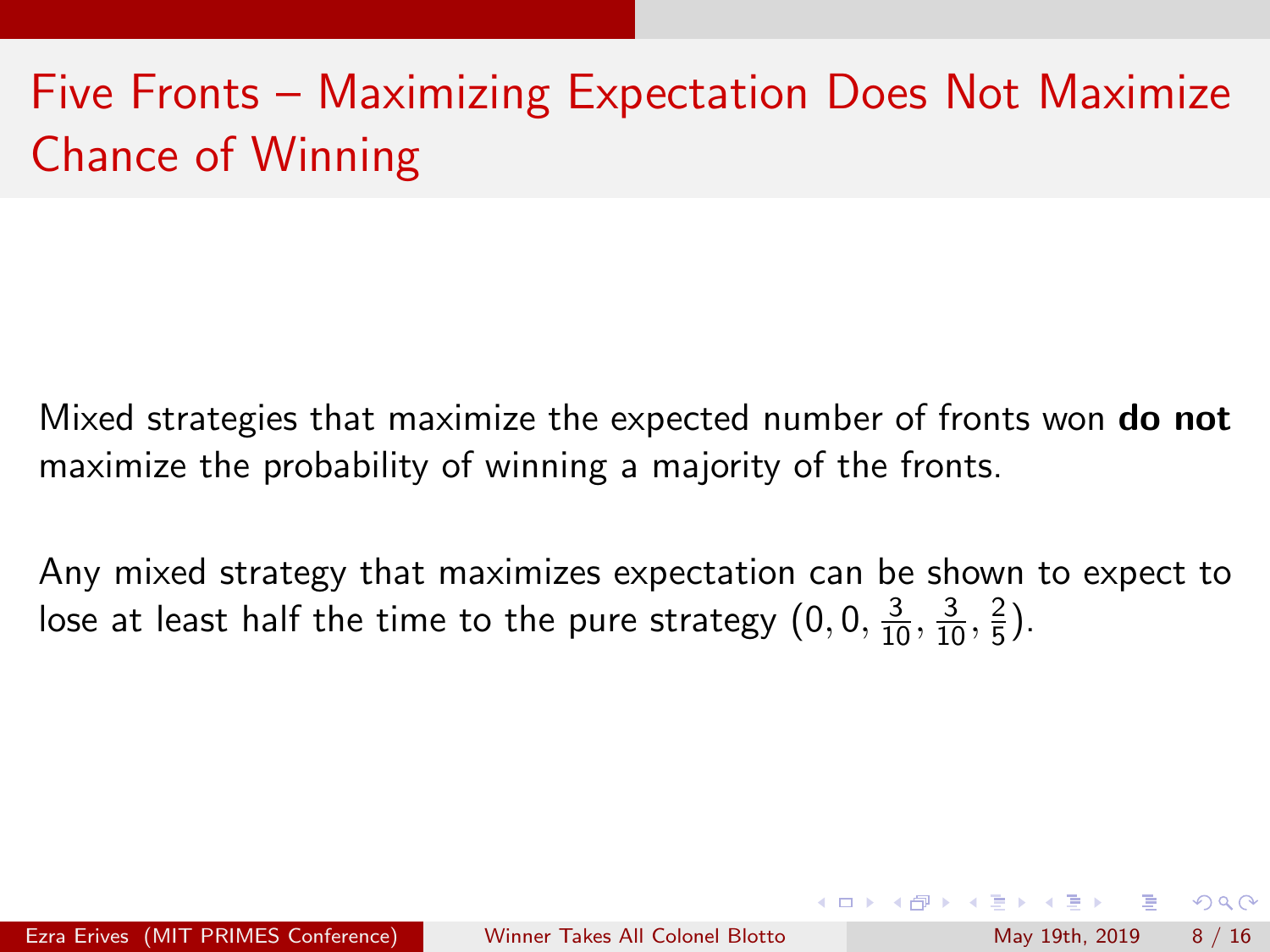# Five Fronts – Maximizing Expectation Does Not Maximize Chance of Winning

Mixed strategies that maximize the expected number of fronts won **do not** maximize the probability of winning a majority of the fronts.

Any mixed strategy that maximizes expectation can be shown to expect to lose at least half the time to the pure strategy $(0, 0, \frac{3}{10}, \frac{3}{10}, \frac{2}{5})$.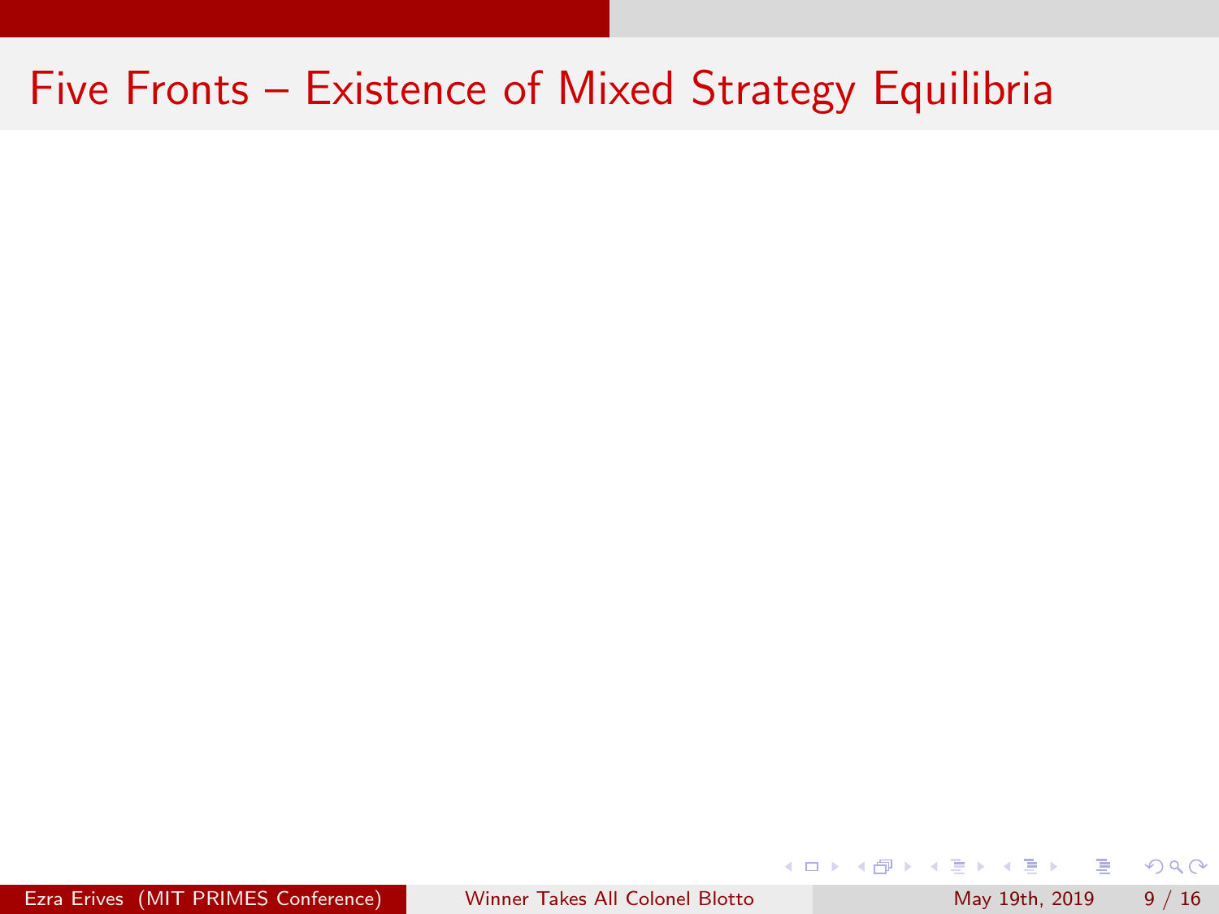# Five Fronts – Existence of Mixed Strategy Equilibria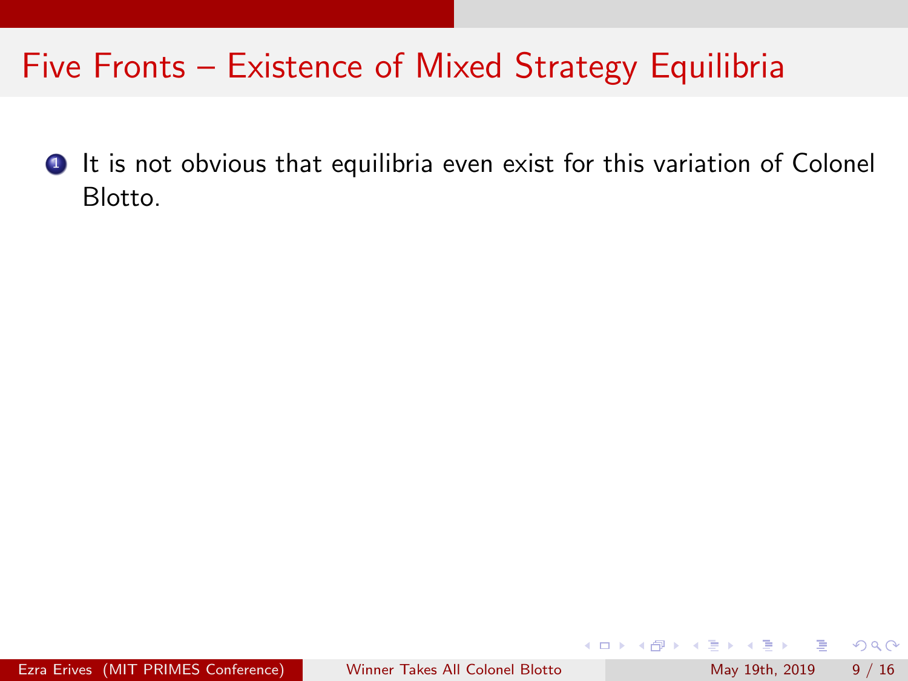# Five Fronts – Existence of Mixed Strategy Equilibria

1. It is not obvious that equilibria even exist for this variation of Colonel Blotto.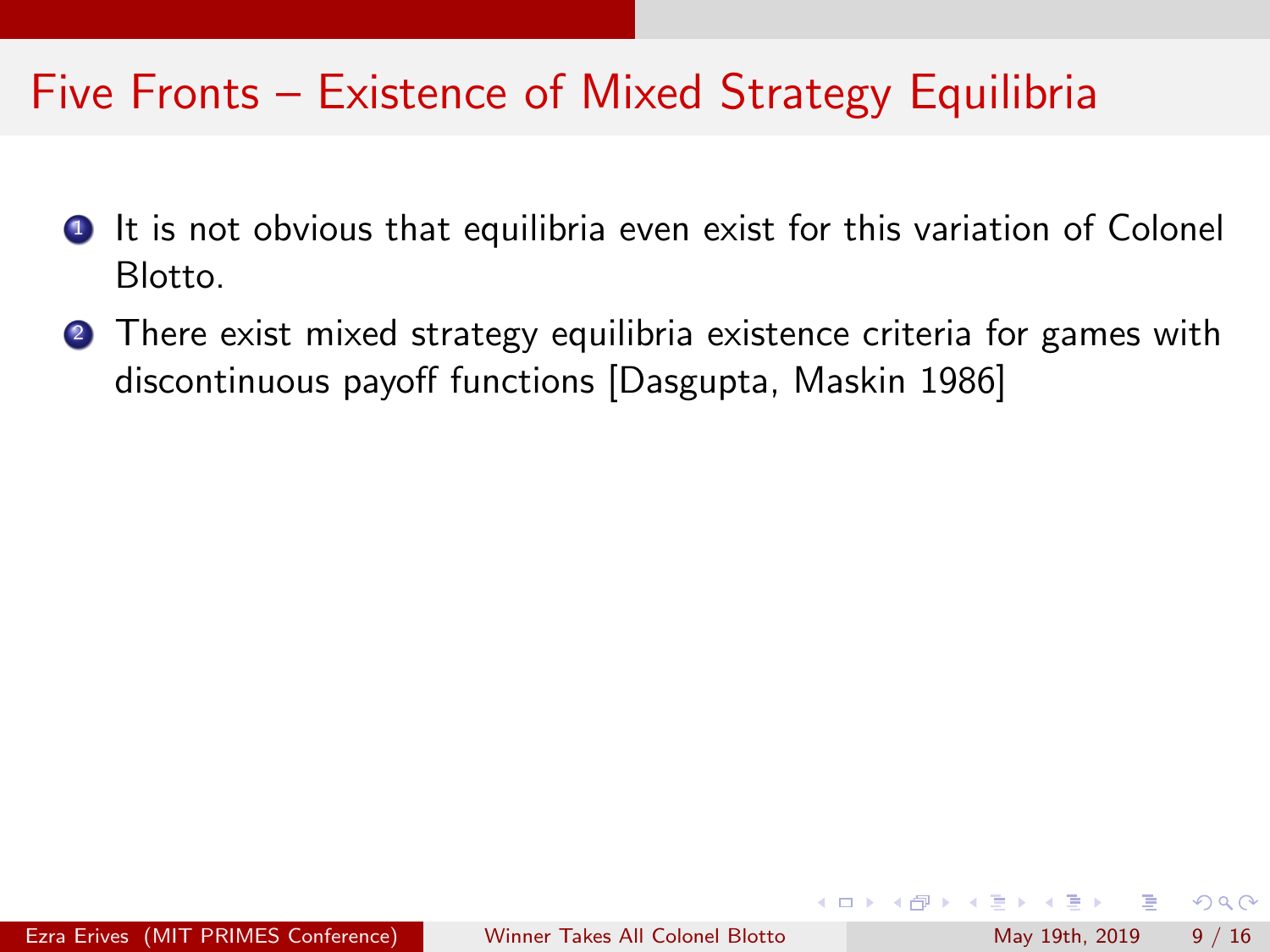# Five Fronts – Existence of Mixed Strategy Equilibria

1. It is not obvious that equilibria even exist for this variation of Colonel Blotto.
2. There exist mixed strategy equilibria existence criteria for games with discontinuous payoff functions [Dasgupta, Maskin 1986]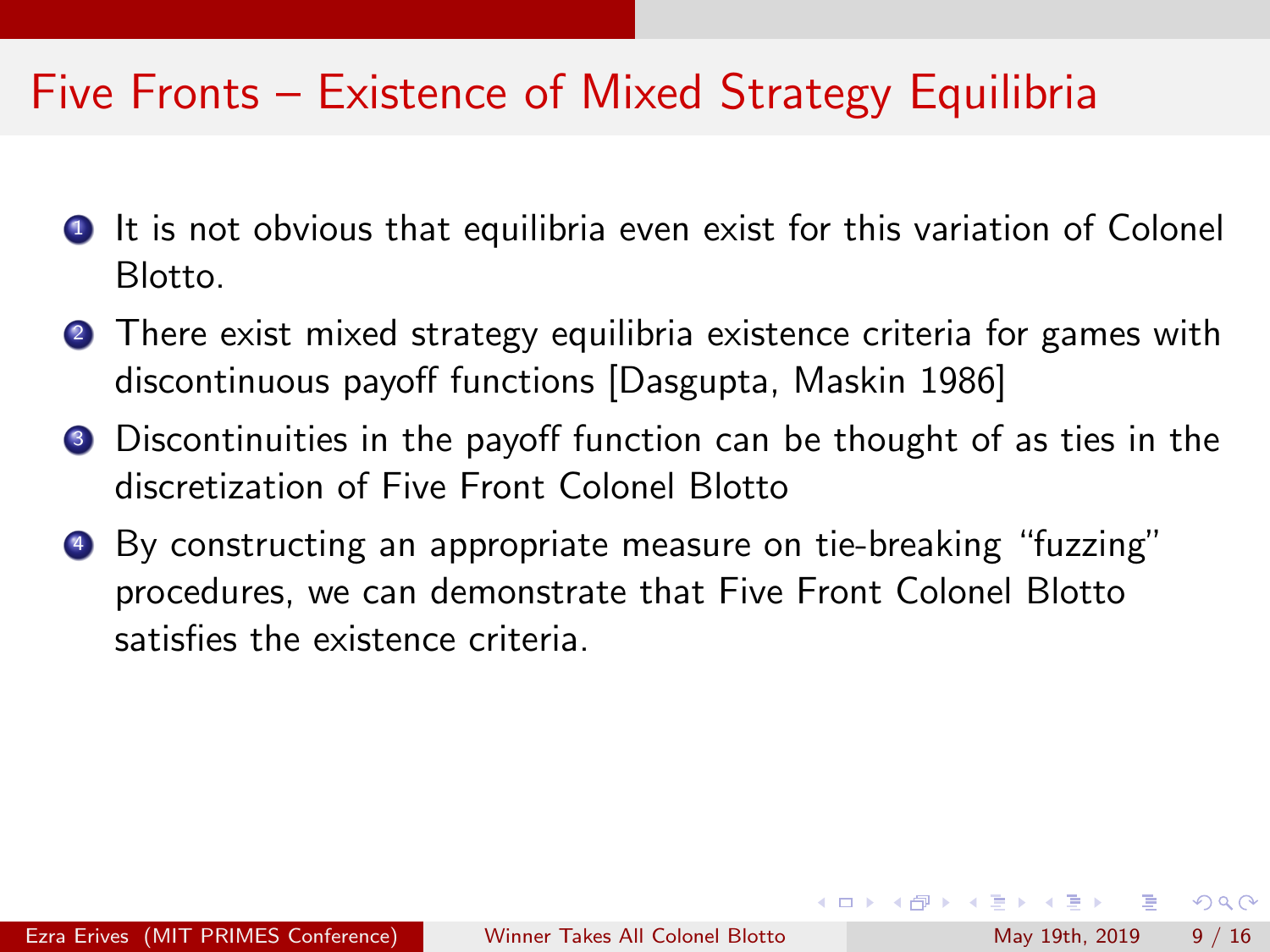# Five Fronts – Existence of Mixed Strategy Equilibria

1. It is not obvious that equilibria even exist for this variation of Colonel Blotto.
2. There exist mixed strategy equilibria existence criteria for games with discontinuous payoff functions [Dasgupta, Maskin 1986]
3. Discontinuities in the payoff function can be thought of as ties in the discretization of Five Front Colonel Blotto
4. By constructing an appropriate measure on tie-breaking "fuzzing" procedures, we can demonstrate that Five Front Colonel Blotto satisfies the existence criteria.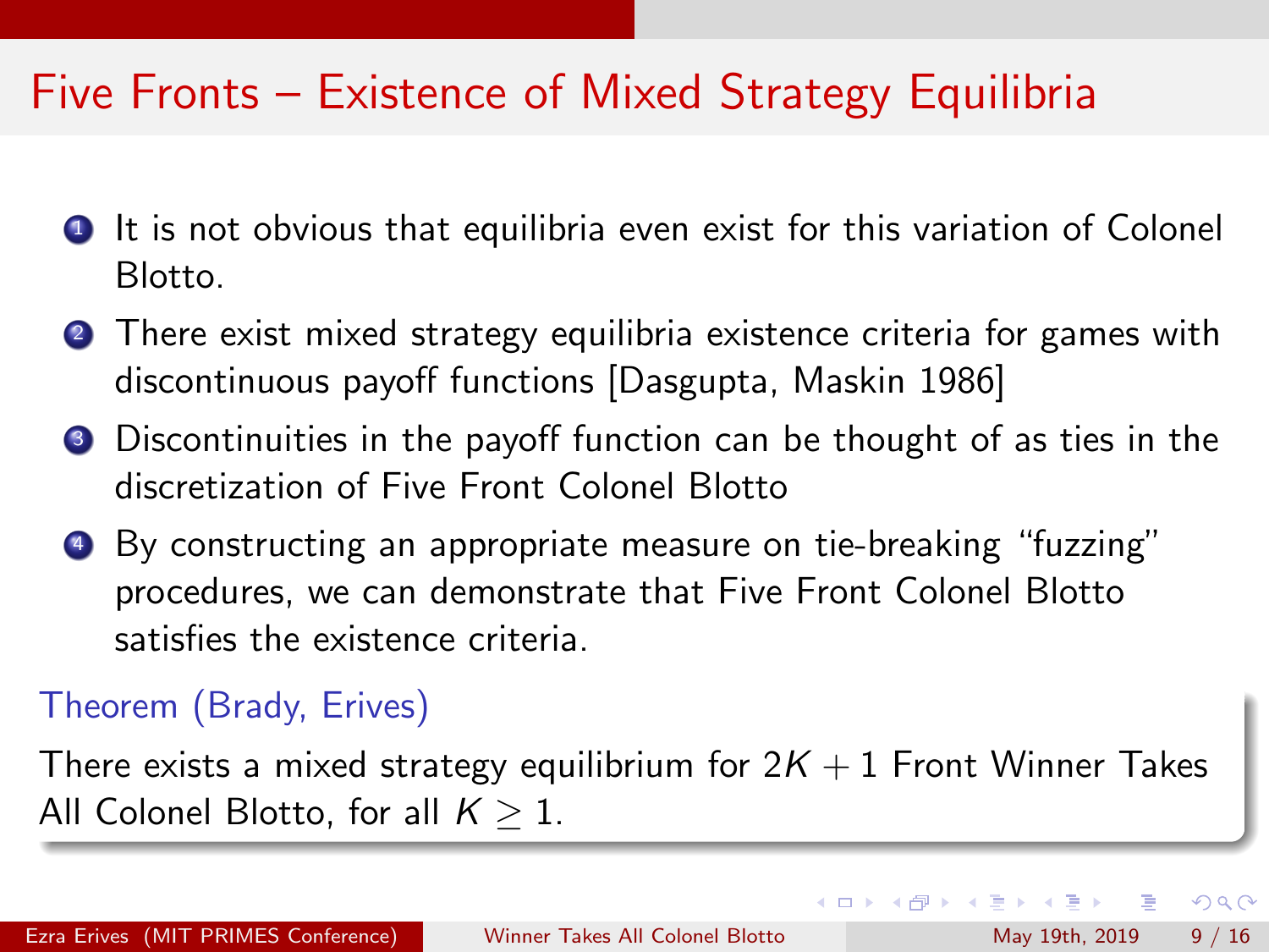# Five Fronts – Existence of Mixed Strategy Equilibria

1. It is not obvious that equilibria even exist for this variation of Colonel Blotto.
2. There exist mixed strategy equilibria existence criteria for games with discontinuous payoff functions [Dasgupta, Maskin 1986]
3. Discontinuities in the payoff function can be thought of as ties in the discretization of Five Front Colonel Blotto
4. By constructing an appropriate measure on tie-breaking "fuzzing" procedures, we can demonstrate that Five Front Colonel Blotto satisfies the existence criteria.

**Theorem (Brady, Erives)**

There exists a mixed strategy equilibrium for $2K + 1$ Front Winner Takes All Colonel Blotto, for all $K \geq 1$.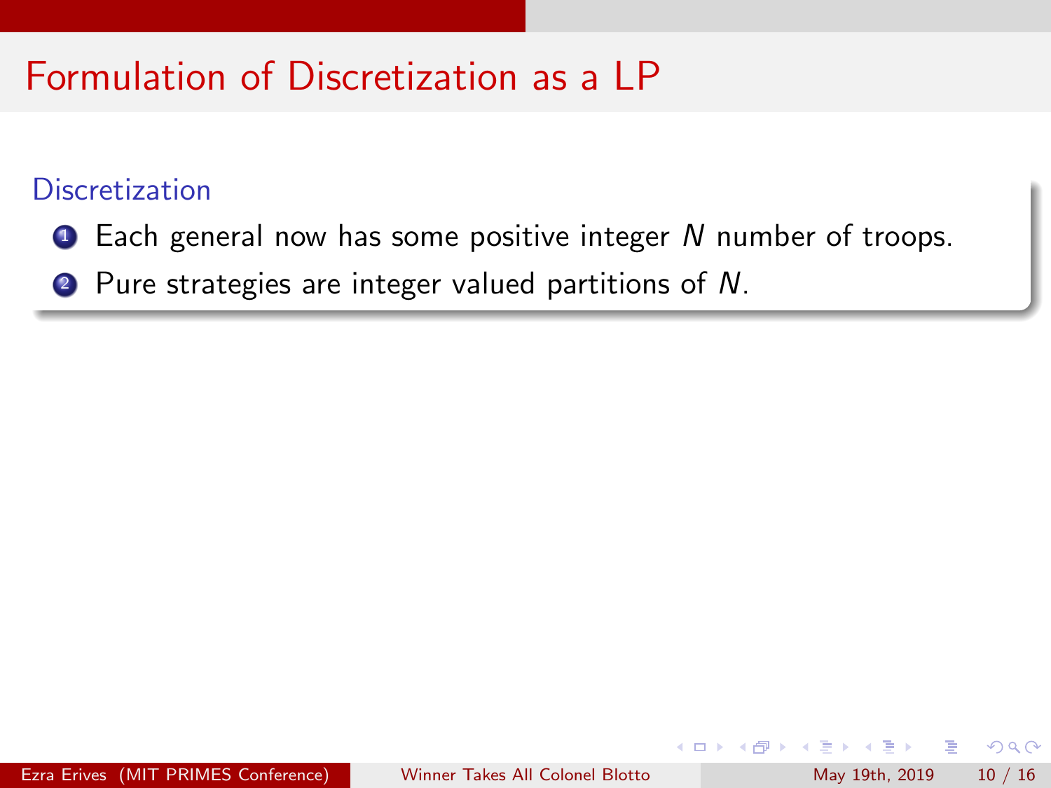# Formulation of Discretization as a LP

## Discretization

1. Each general now has some positive integer $N$ number of troops.
2. Pure strategies are integer valued partitions of $N$.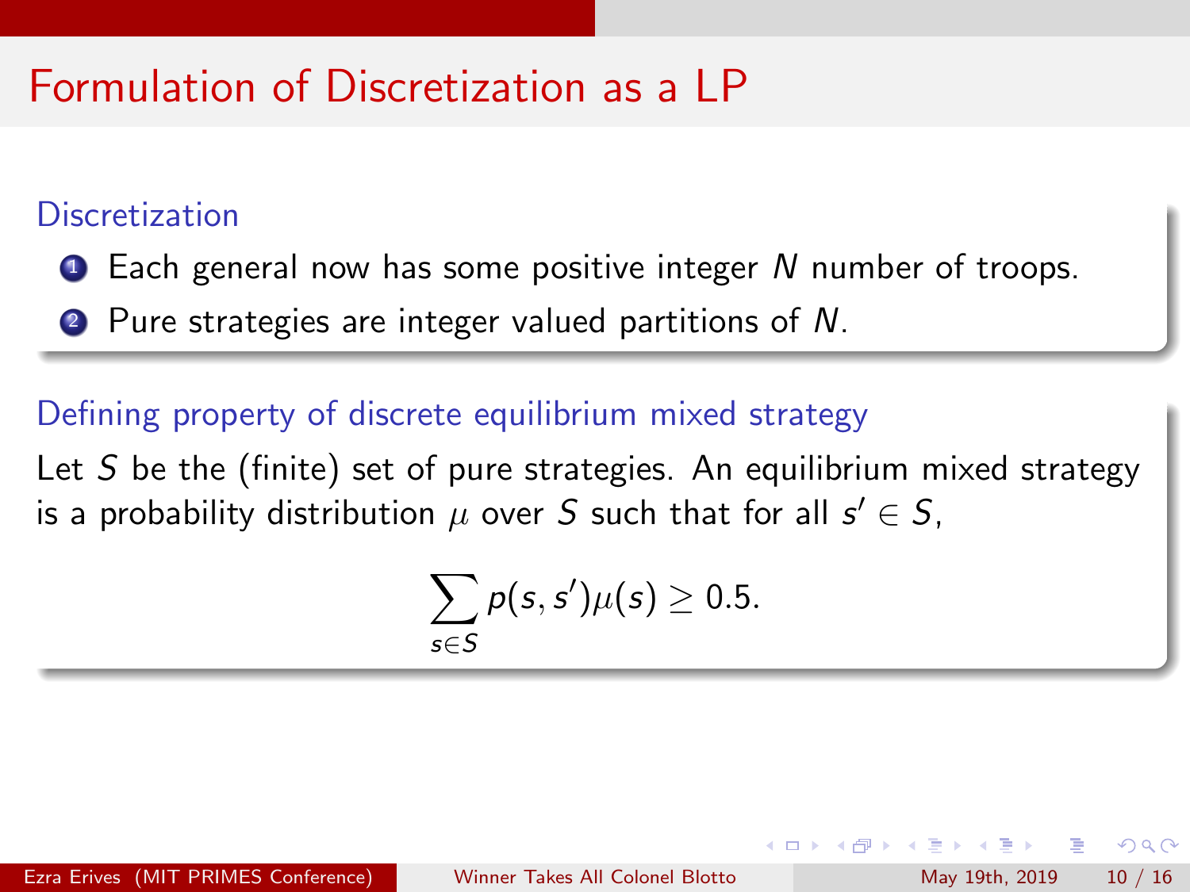# Formulation of Discretization as a LP

### Discretization

1. Each general now has some positive integer $N$ number of troops.
2. Pure strategies are integer valued partitions of $N$.

### Defining property of discrete equilibrium mixed strategy

Let $S$ be the (finite) set of pure strategies. An equilibrium mixed strategy is a probability distribution $\mu$ over $S$ such that for all $s' \in S$,

$$\sum_{s \in S} p(s, s')\mu(s) \geq 0.5.$$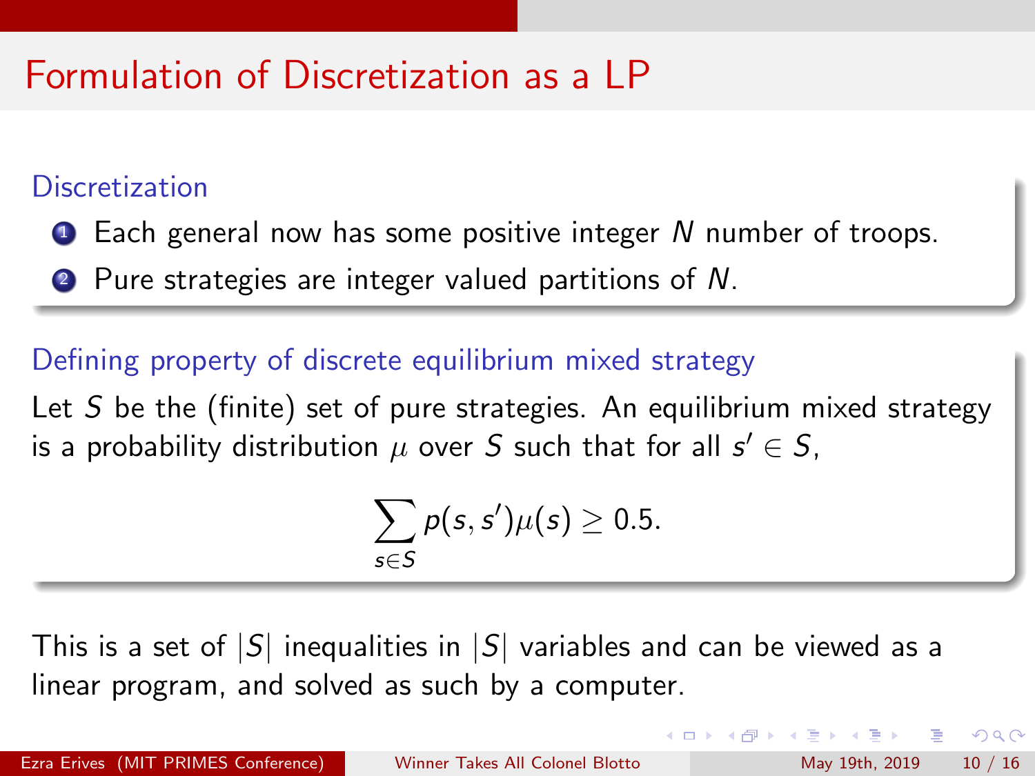# Formulation of Discretization as a LP

### Discretization

1. Each general now has some positive integer $N$ number of troops.
2. Pure strategies are integer valued partitions of $N$.

### Defining property of discrete equilibrium mixed strategy

Let $S$ be the (finite) set of pure strategies. An equilibrium mixed strategy is a probability distribution $\mu$ over $S$ such that for all $s' \in S$,

$$\sum_{s \in S} p(s, s')\mu(s) \geq 0.5.$$

This is a set of $|S|$ inequalities in $|S|$ variables and can be viewed as a linear program, and solved as such by a computer.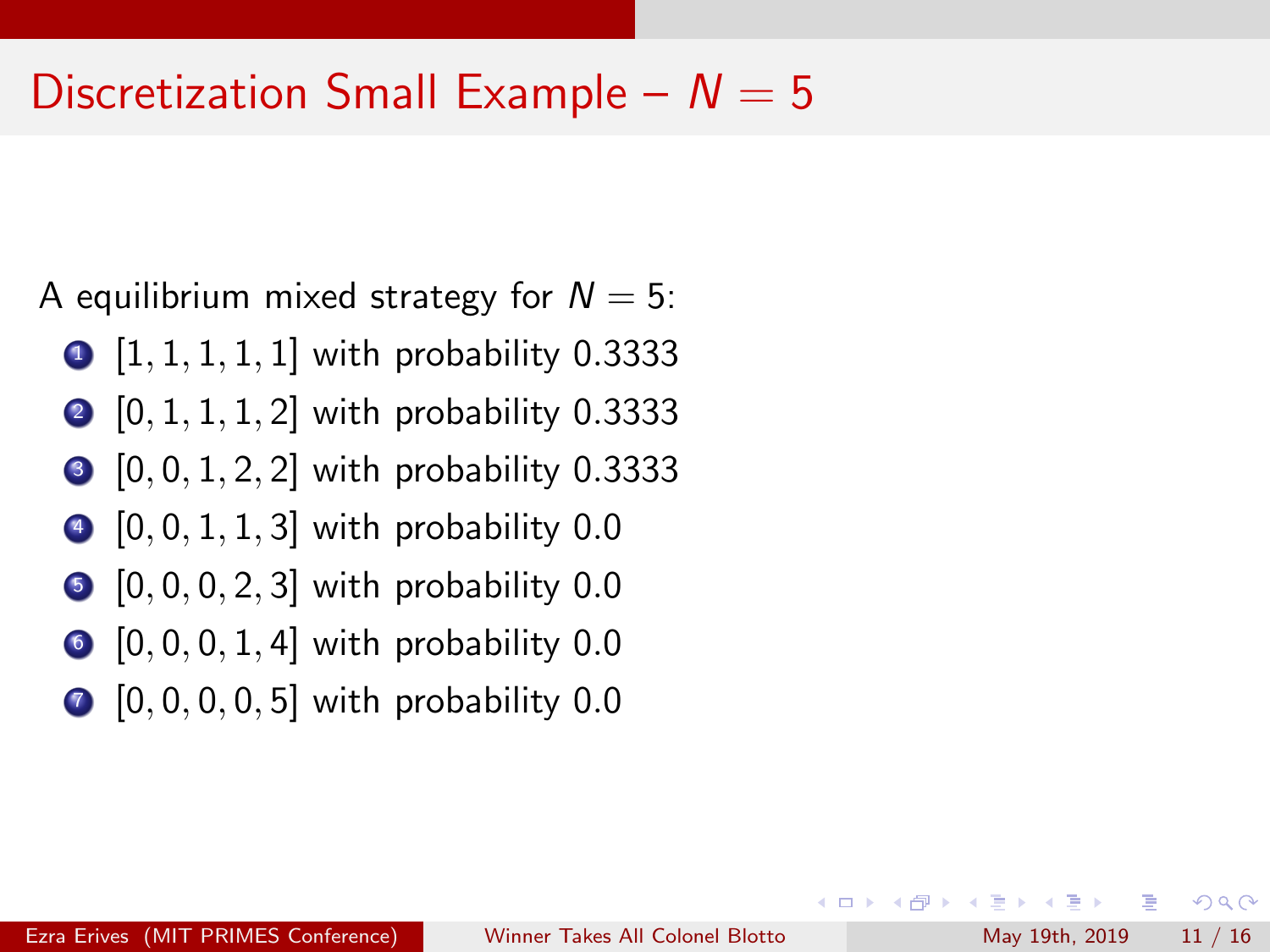# Discretization Small Example – $N = 5$

A equilibrium mixed strategy for $N = 5$:

1. $[1, 1, 1, 1, 1]$ with probability 0.3333
2. $[0, 1, 1, 1, 2]$ with probability 0.3333
3. $[0, 0, 1, 2, 2]$ with probability 0.3333
4. $[0, 0, 1, 1, 3]$ with probability 0.0
5. $[0, 0, 0, 2, 3]$ with probability 0.0
6. $[0, 0, 0, 1, 4]$ with probability 0.0
7. $[0, 0, 0, 0, 5]$ with probability 0.0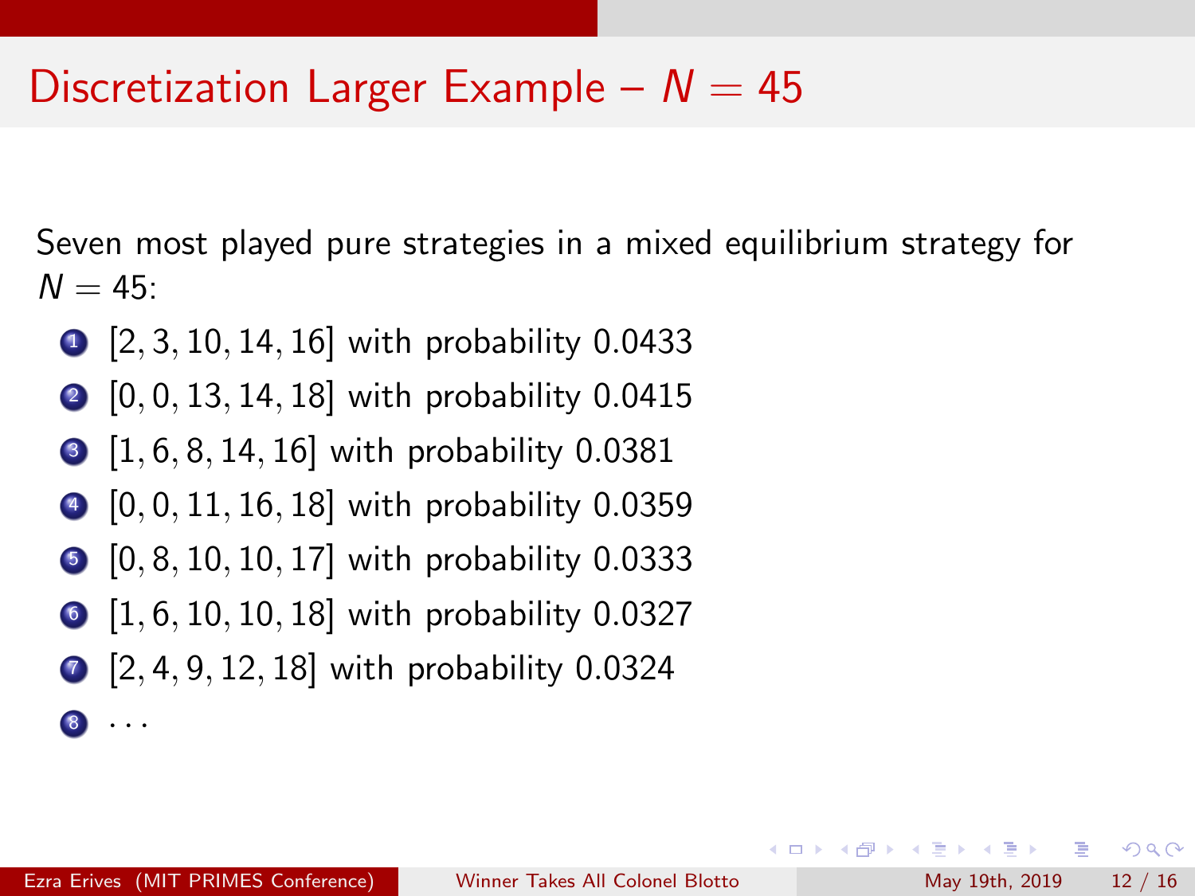# Discretization Larger Example – $N = 45$

Seven most played pure strategies in a mixed equilibrium strategy for $N = 45$:

1. $[2, 3, 10, 14, 16]$ with probability 0.0433
2. $[0, 0, 13, 14, 18]$ with probability 0.0415
3. $[1, 6, 8, 14, 16]$ with probability 0.0381
4. $[0, 0, 11, 16, 18]$ with probability 0.0359
5. $[0, 8, 10, 10, 17]$ with probability 0.0333
6. $[1, 6, 10, 10, 18]$ with probability 0.0327
7. $[2, 4, 9, 12, 18]$ with probability 0.0324
8. $\ldots$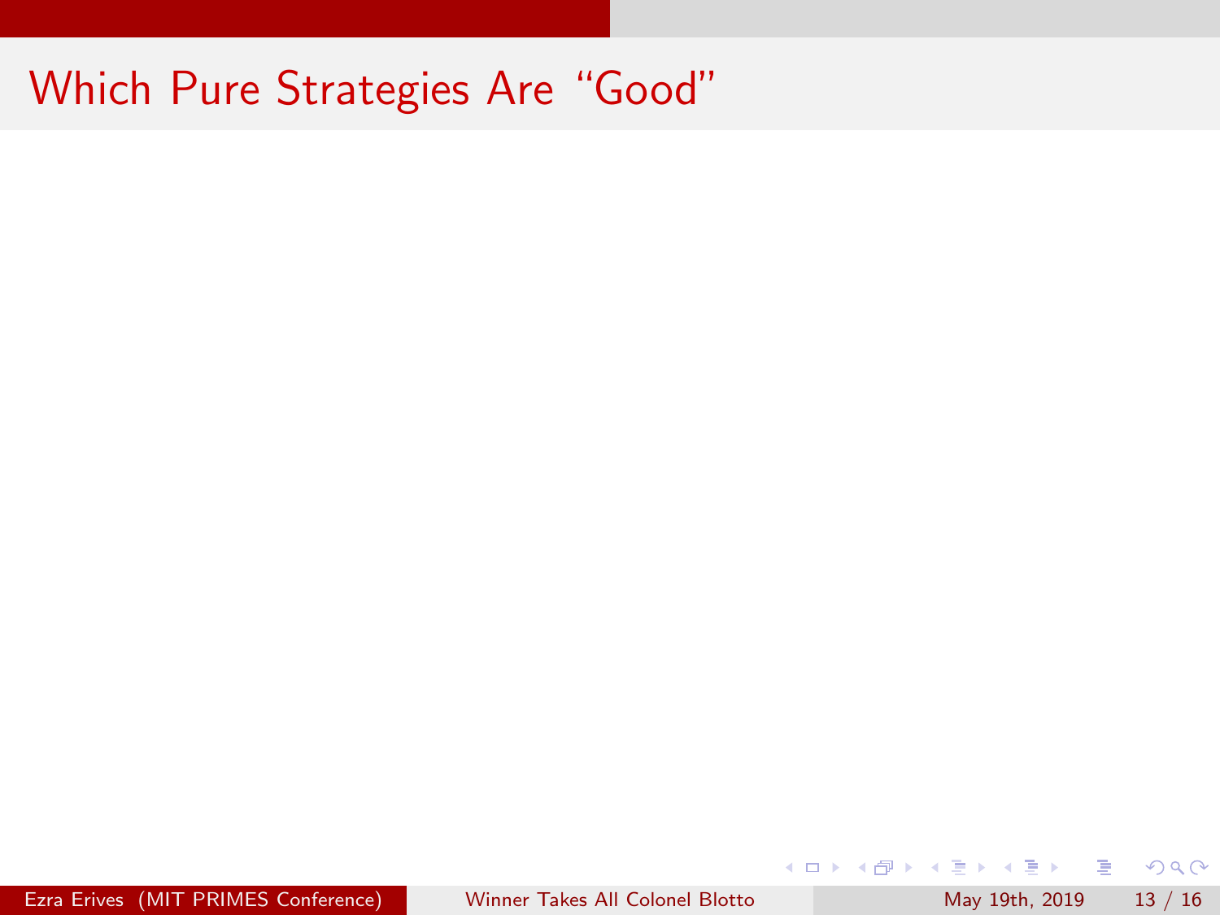# Which Pure Strategies Are "Good"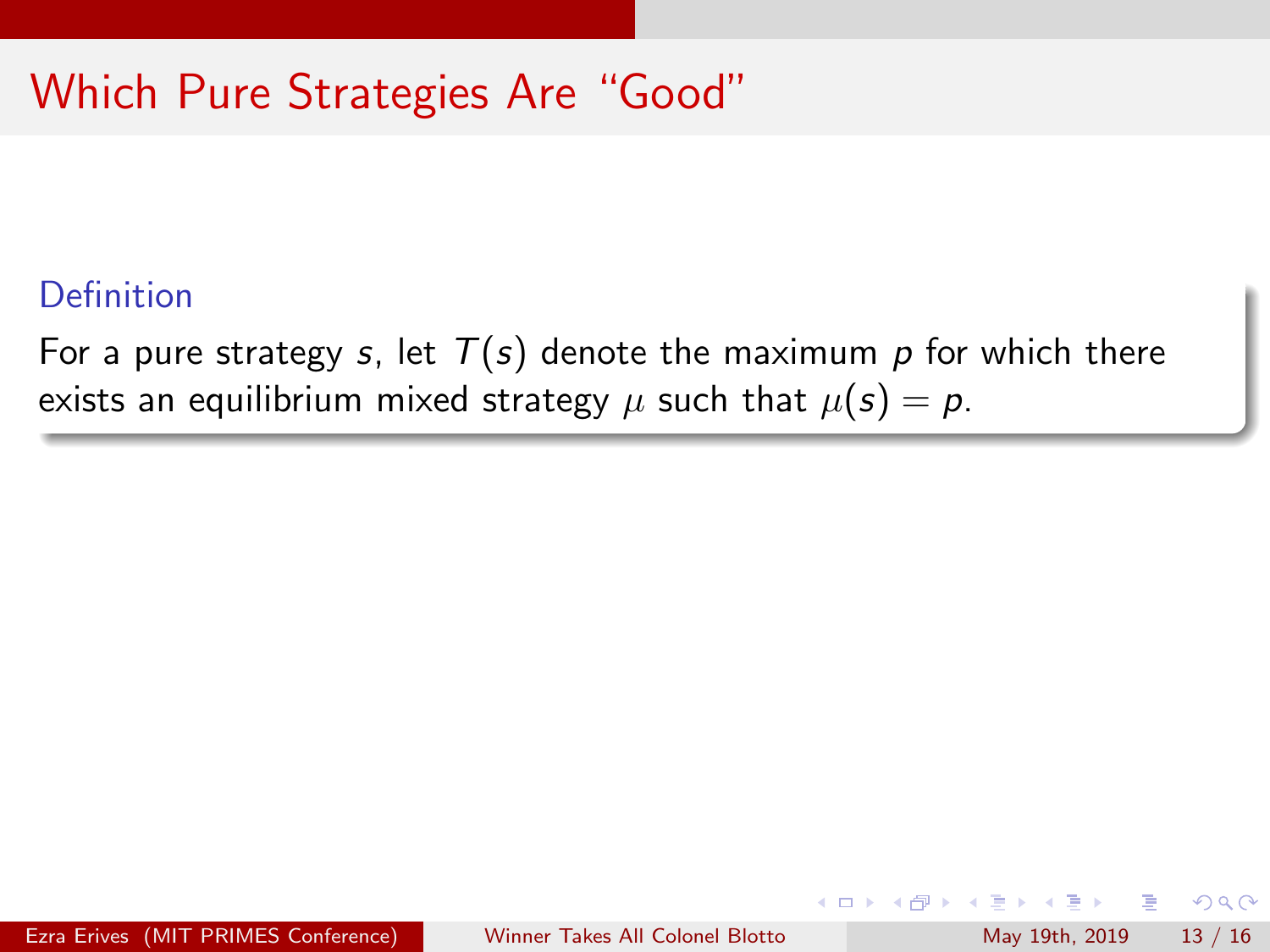# Which Pure Strategies Are "Good"

**Definition**

For a pure strategy $s$, let $T(s)$ denote the maximum $p$ for which there exists an equilibrium mixed strategy $\mu$ such that $\mu(s) = p$.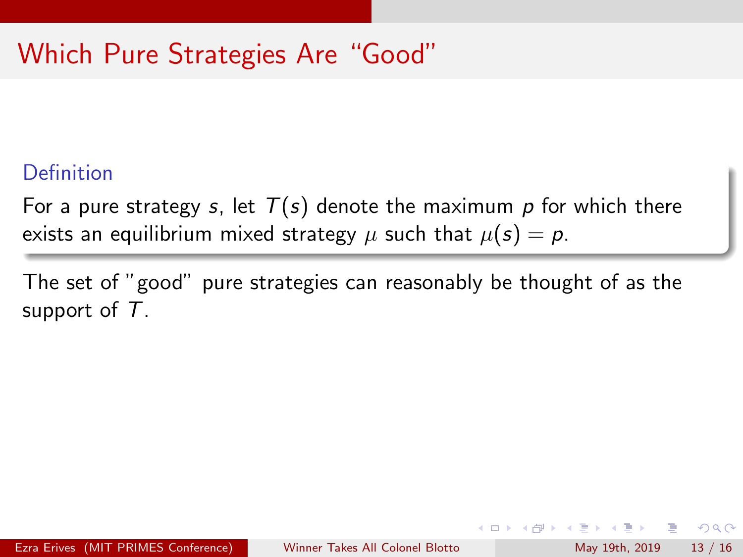# Which Pure Strategies Are "Good"

**Definition**

For a pure strategy $s$, let $T(s)$ denote the maximum $p$ for which there exists an equilibrium mixed strategy $\mu$ such that $\mu(s) = p$.

The set of "good" pure strategies can reasonably be thought of as the support of $T$.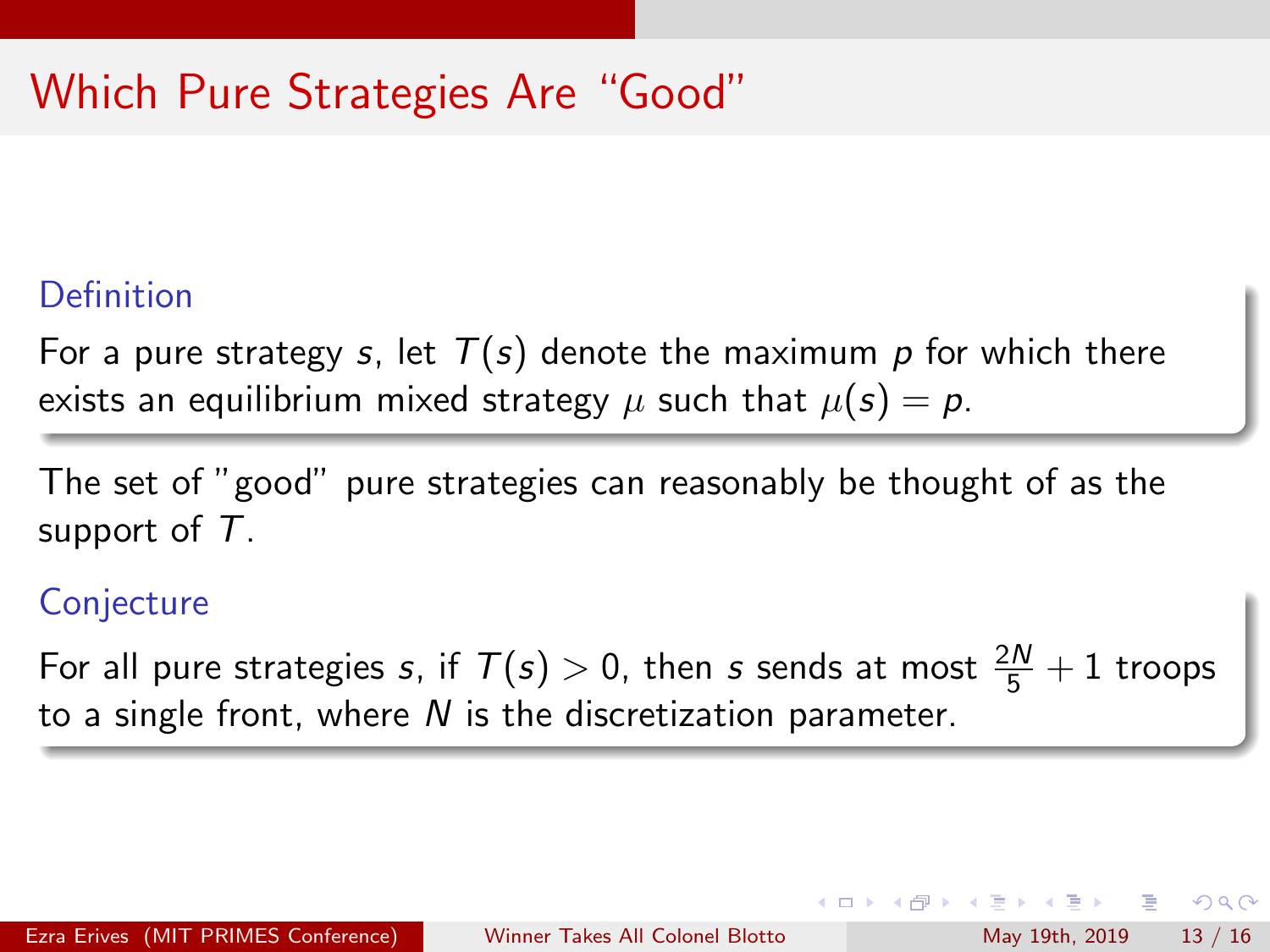# Which Pure Strategies Are "Good"

**Definition**

For a pure strategy $s$, let $T(s)$ denote the maximum $p$ for which there exists an equilibrium mixed strategy $\mu$ such that $\mu(s) = p$.

The set of "good" pure strategies can reasonably be thought of as the support of $T$.

**Conjecture**

For all pure strategies $s$, if $T(s) > 0$, then $s$ sends at most $\frac{2N}{5} + 1$ troops to a single front, where $N$ is the discretization parameter.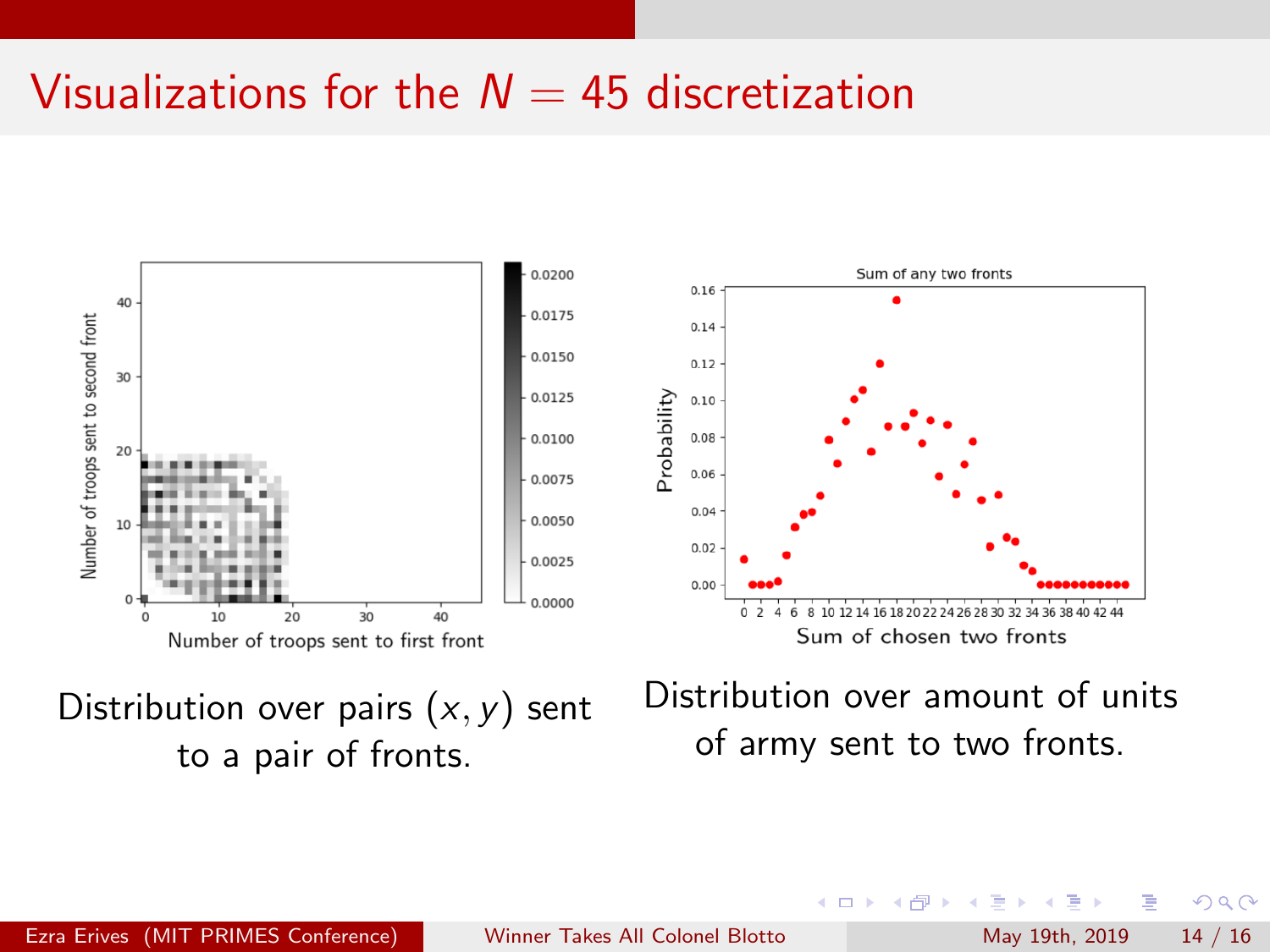# Visualizations for the $N = 45$ discretization

Distribution over pairs $(x, y)$ sent to a pair of fronts.

Distribution over amount of units of army sent to two fronts.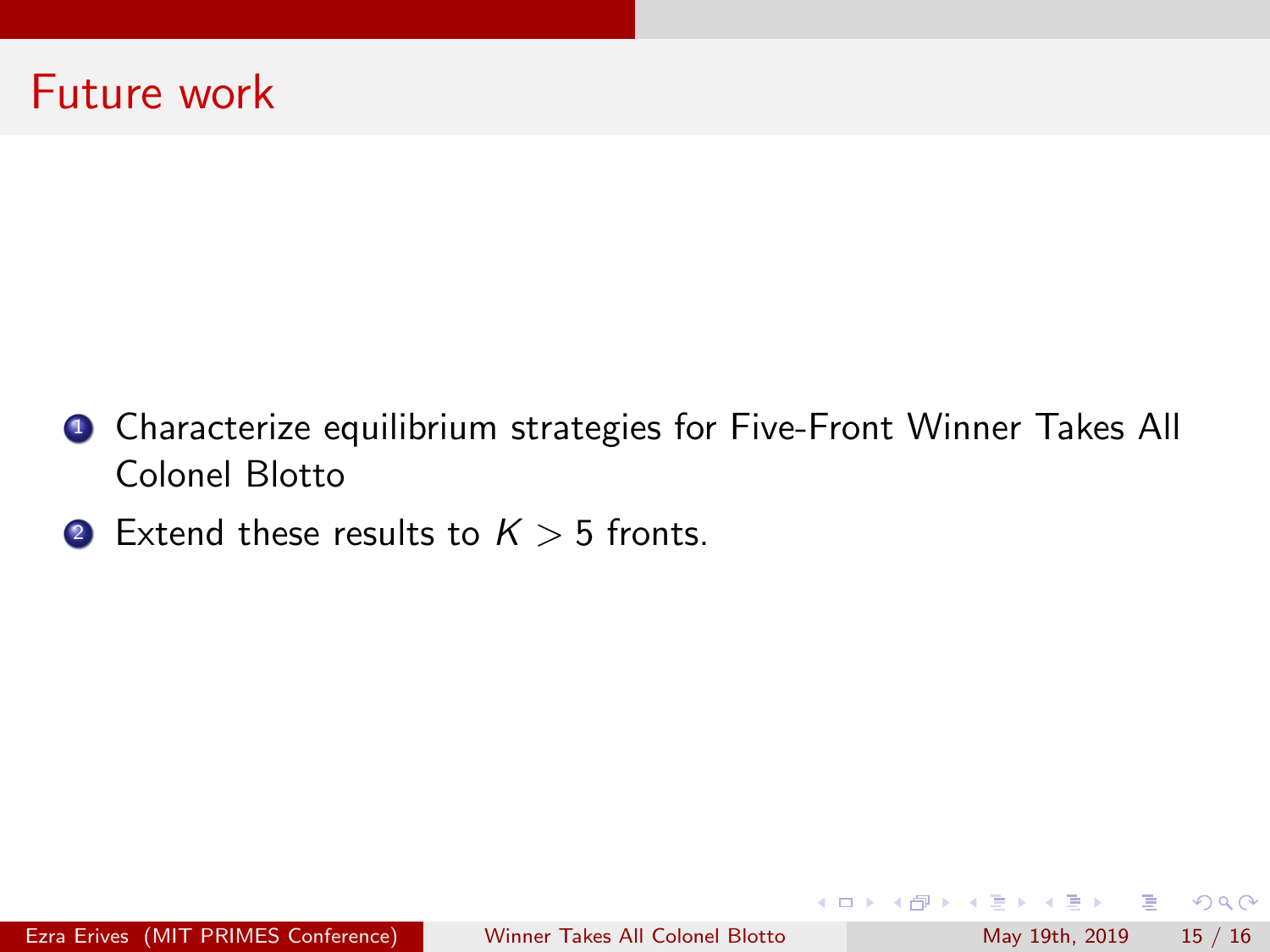# Future work

1. Characterize equilibrium strategies for Five-Front Winner Takes All Colonel Blotto
2. Extend these results to $K > 5$ fronts.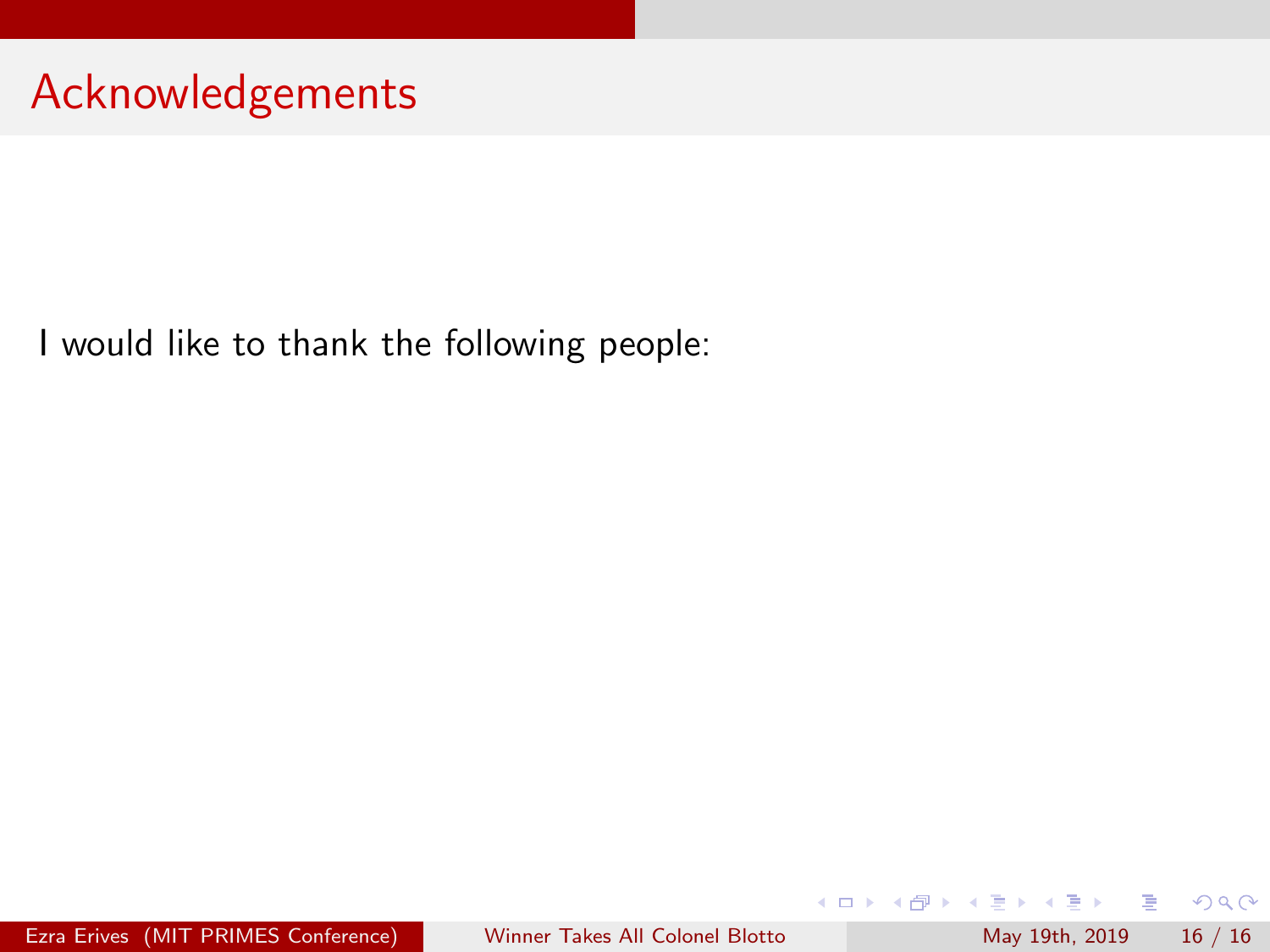# Acknowledgements

I would like to thank the following people: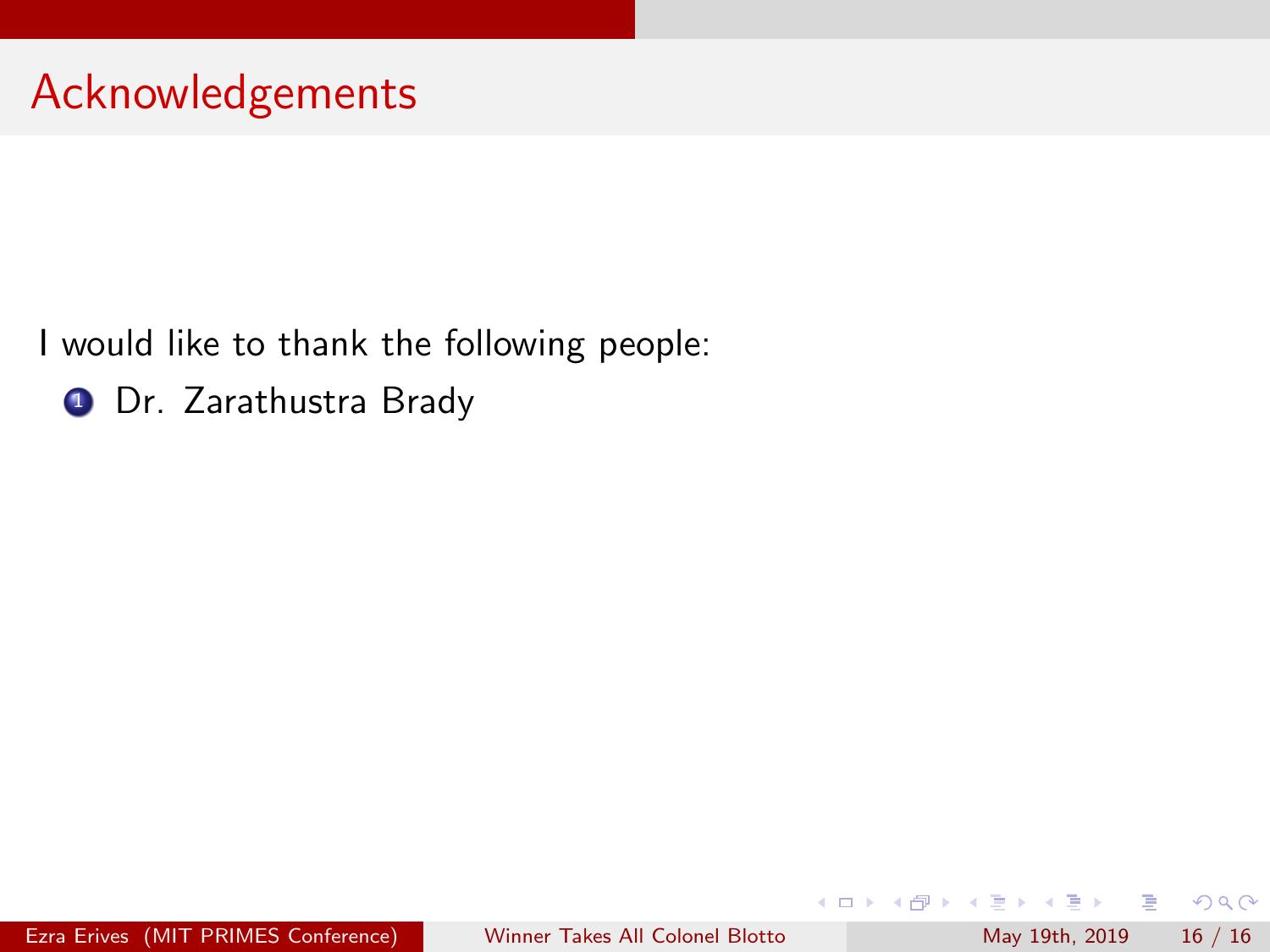## Acknowledgements

I would like to thank the following people:

1. Dr. Zarathustra Brady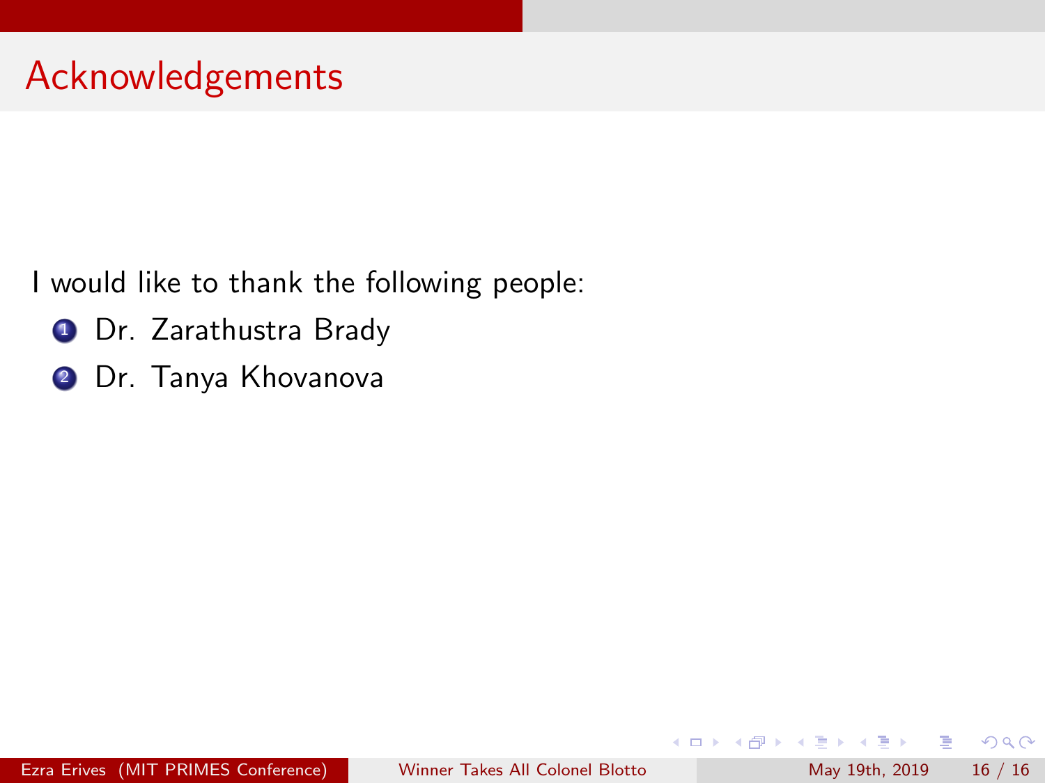# Acknowledgements

I would like to thank the following people:

1. Dr. Zarathustra Brady
2. Dr. Tanya Khovanova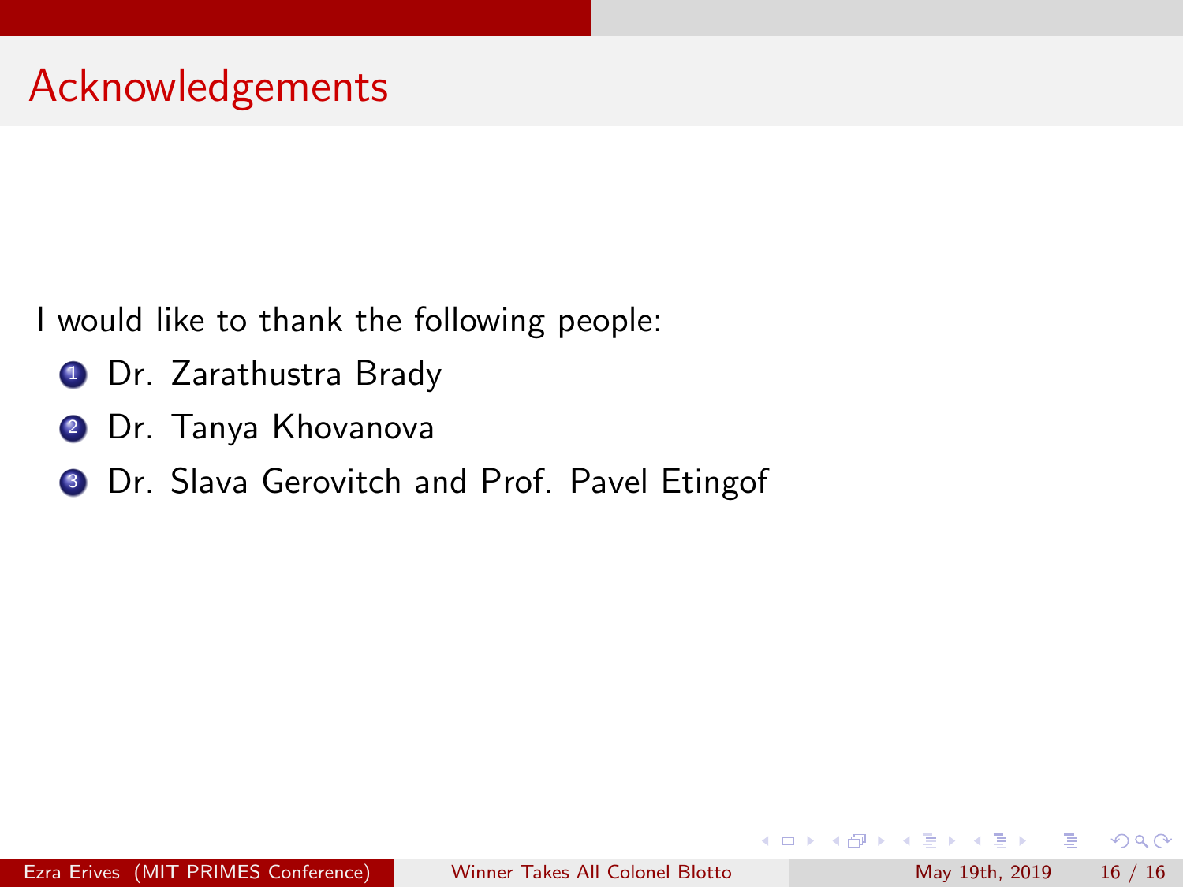# Acknowledgements

I would like to thank the following people:

1. Dr. Zarathustra Brady
2. Dr. Tanya Khovanova
3. Dr. Slava Gerovitch and Prof. Pavel Etingof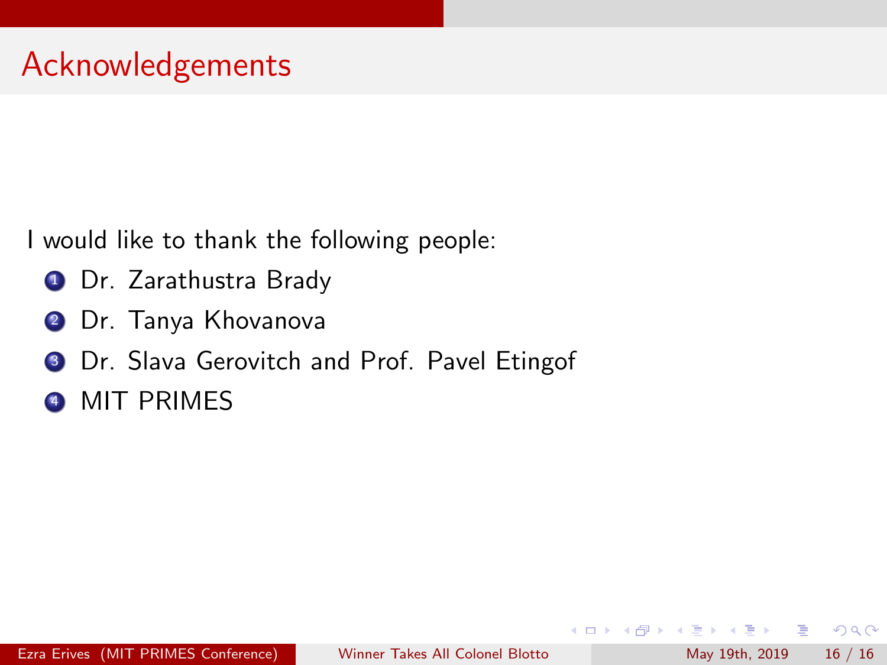# Acknowledgements

I would like to thank the following people:

1. Dr. Zarathustra Brady
2. Dr. Tanya Khovanova
3. Dr. Slava Gerovitch and Prof. Pavel Etingof
4. MIT PRIMES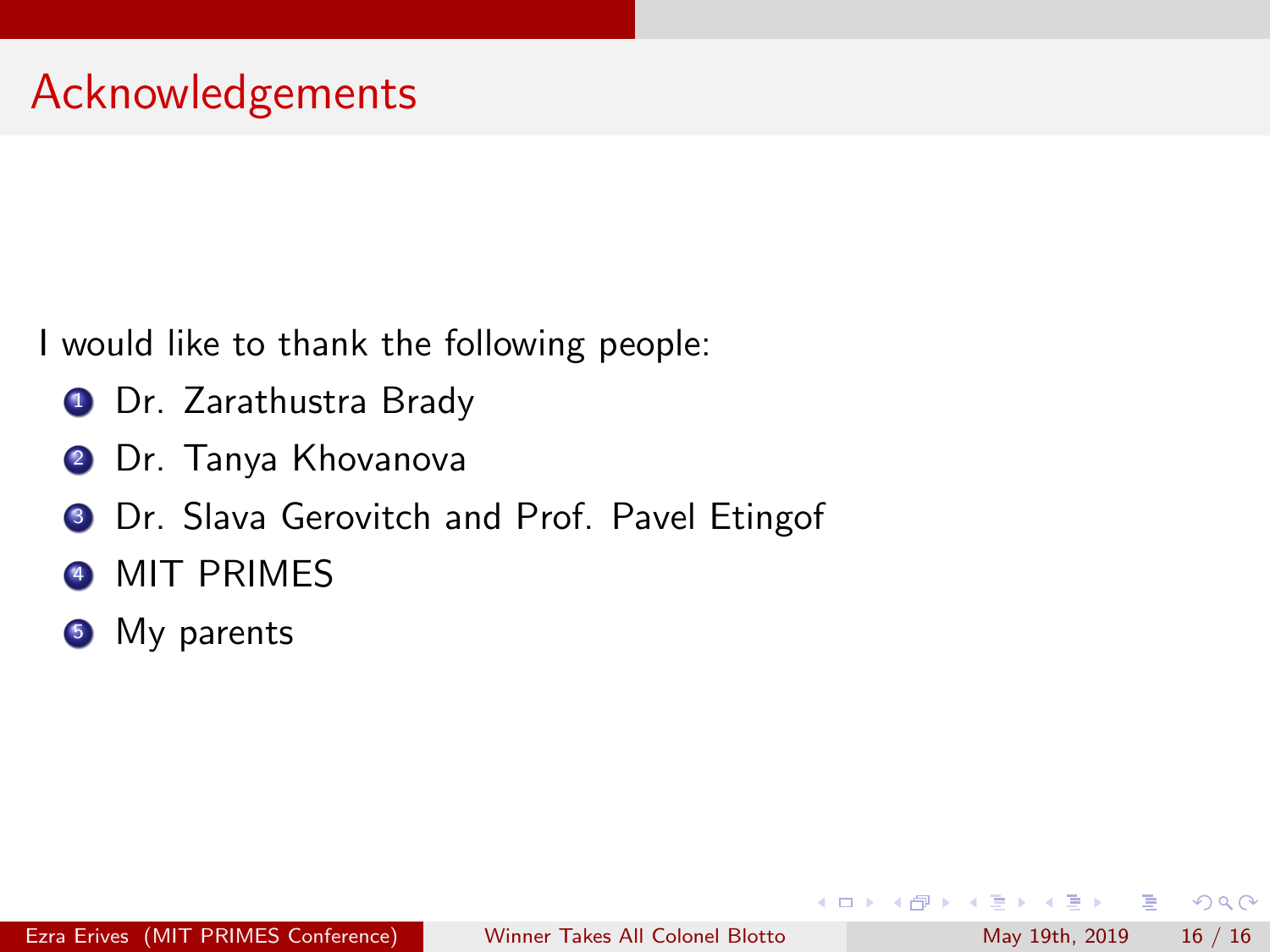# Acknowledgements

I would like to thank the following people:

1. Dr. Zarathustra Brady
2. Dr. Tanya Khovanova
3. Dr. Slava Gerovitch and Prof. Pavel Etingof
4. MIT PRIMES
5. My parents